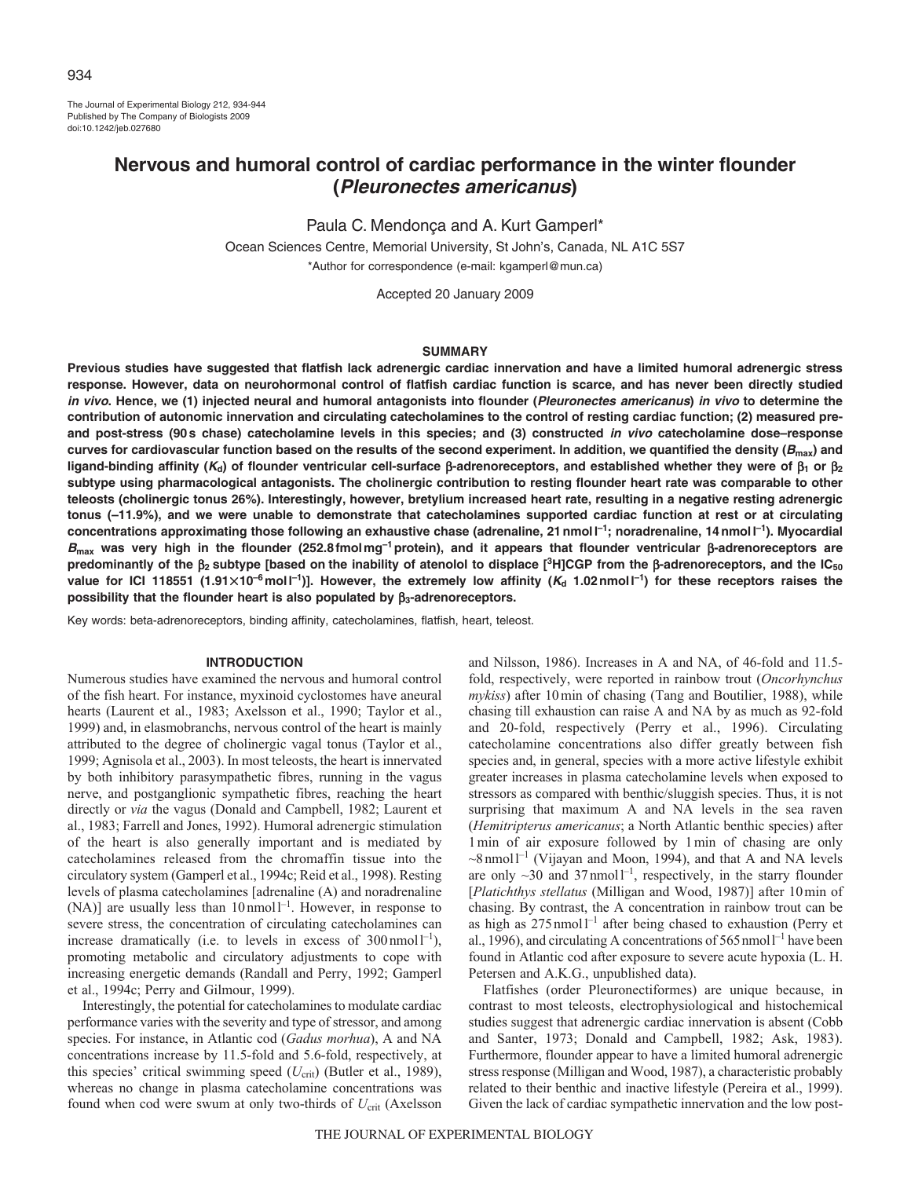# Nervous and humoral control of cardiac performance in the winter flounder (*Pleuronectes americanus*)

Paula C. Mendonça and A. Kurt Gamperl*

Ocean Sciences Centre, Memorial University, St John's, Canada, NL A1C 5S7

*Author for correspondence (e-mail: kgamperl@mun.ca)

Accepted 20 January 2009

## SUMMARY

**Previous studies have suggested that flatfish lack adrenergic cardiac innervation and have a limited humoral adrenergic stress response. However, data on neurohormonal control of flatfish cardiac function is scarce, and has never been directly studied *in vivo*. Hence, we (1) injected neural and humoral antagonists into flounder (*Pleuronectes americanus*) *in vivo* to determine the contribution of autonomic innervation and circulating catecholamines to the control of resting cardiac function; (2) measured pre- and post-stress (90 s chase) catecholamine levels in this species; and (3) constructed *in vivo* catecholamine dose–response curves for cardiovascular function based on the results of the second experiment. In addition, we quantified the density ($B_{max}$) and ligand-binding affinity ($K_d$) of flounder ventricular cell-surface β-adrenoreceptors, and established whether they were of $\beta_1$ or $\beta_2$ subtype using pharmacological antagonists. The cholinergic contribution to resting flounder heart rate was comparable to other teleosts (cholinergic tonus 26%). Interestingly, however, bretylium increased heart rate, resulting in a negative resting adrenergic tonus (–11.9%), and we were unable to demonstrate that catecholamines supported cardiac function at rest or at circulating concentrations approximating those following an exhaustive chase (adrenaline, 21 nmol l$^{-1}$; noradrenaline, 14 nmol l$^{-1}$). Myocardial $B_{max}$ was very high in the flounder (252.8 fmol mg$^{-1}$ protein), and it appears that flounder ventricular β-adrenoreceptors are predominantly of the $\beta_2$ subtype [based on the inability of atenolol to displace [$^3$H]CGP from the β-adrenoreceptors, and the $IC_{50}$ value for ICI 118551 (1.91×10$^{-6}$ mol l$^{-1}$)]. However, the extremely low affinity ($K_d$ 1.02 nmol l$^{-1}$) for these receptors raises the possibility that the flounder heart is also populated by $\beta_3$-adrenoreceptors.**

Key words: beta-adrenoreceptors, binding affinity, catecholamines, flatfish, heart, teleost.

## INTRODUCTION

Numerous studies have examined the nervous and humoral control of the fish heart. For instance, myxinoid cyclostomes have aneural hearts (Laurent et al., 1983; Axelsson et al., 1990; Taylor et al., 1999) and, in elasmobranchs, nervous control of the heart is mainly attributed to the degree of cholinergic vagal tonus (Taylor et al., 1999; Agnisola et al., 2003). In most teleosts, the heart is innervated by both inhibitory parasympathetic fibres, running in the vagus nerve, and postganglionic sympathetic fibres, reaching the heart directly or *via* the vagus (Donald and Campbell, 1982; Laurent et al., 1983; Farrell and Jones, 1992). Humoral adrenergic stimulation of the heart is also generally important and is mediated by catecholamines released from the chromaffin tissue into the circulatory system (Gamperl et al., 1994c; Reid et al., 1998). Resting levels of plasma catecholamines [adrenaline (A) and noradrenaline (NA)] are usually less than 10 nmol l$^{-1}$. However, in response to severe stress, the concentration of circulating catecholamines can increase dramatically (i.e. to levels in excess of 300 nmol l$^{-1}$), promoting metabolic and circulatory adjustments to cope with increasing energetic demands (Randall and Perry, 1992; Gamperl et al., 1994c; Perry and Gilmour, 1999).

Interestingly, the potential for catecholamines to modulate cardiac performance varies with the severity and type of stressor, and among species. For instance, in Atlantic cod (*Gadus morhua*), A and NA concentrations increase by 11.5-fold and 5.6-fold, respectively, at this species' critical swimming speed ($U_{crit}$) (Butler et al., 1989), whereas no change in plasma catecholamine concentrations was found when cod were swum at only two-thirds of $U_{crit}$ (Axelsson and Nilsson, 1986). Increases in A and NA, of 46-fold and 11.5-fold, respectively, were reported in rainbow trout (*Oncorhynchus mykiss*) after 10 min of chasing (Tang and Boutilier, 1988), while chasing till exhaustion can raise A and NA by as much as 92-fold and 20-fold, respectively (Perry et al., 1996). Circulating catecholamine concentrations also differ greatly between fish species and, in general, species with a more active lifestyle exhibit greater increases in plasma catecholamine levels when exposed to stressors as compared with benthic/sluggish species. Thus, it is not surprising that maximum A and NA levels in the sea raven (*Hemitripterus americanus*; a North Atlantic benthic species) after 1 min of air exposure followed by 1 min of chasing are only ~8 nmol l$^{-1}$ (Vijayan and Moon, 1994), and that A and NA levels are only ~30 and 37 nmol l$^{-1}$, respectively, in the starry flounder [*Platichthys stellatus* (Milligan and Wood, 1987)] after 10 min of chasing. By contrast, the A concentration in rainbow trout can be as high as 275 nmol l$^{-1}$ after being chased to exhaustion (Perry et al., 1996), and circulating A concentrations of 565 nmol l$^{-1}$ have been found in Atlantic cod after exposure to severe acute hypoxia (L. H. Petersen and A.K.G., unpublished data).

Flatfishes (order Pleuronectiformes) are unique because, in contrast to most teleosts, electrophysiological and histochemical studies suggest that adrenergic cardiac innervation is absent (Cobb and Santer, 1973; Donald and Campbell, 1982; Ask, 1983). Furthermore, flounder appear to have a limited humoral adrenergic stress response (Milligan and Wood, 1987), a characteristic probably related to their benthic and inactive lifestyle (Pereira et al., 1999). Given the lack of cardiac sympathetic innervation and the low post-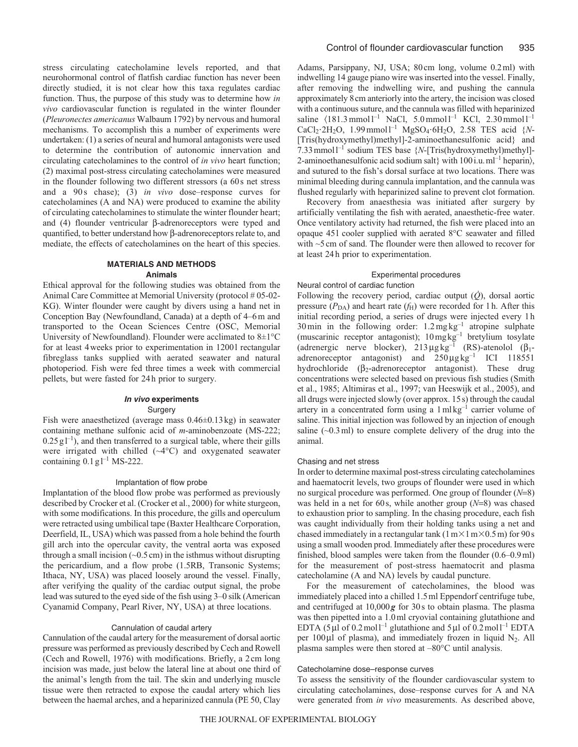stress circulating catecholamine levels reported, and that neurohormonal control of flatfish cardiac function has never been directly studied, it is not clear how this taxa regulates cardiac function. Thus, the purpose of this study was to determine how *in vivo* cardiovascular function is regulated in the winter flounder (*Pleuronectes americanus* Walbaum 1792) by nervous and humoral mechanisms. To accomplish this a number of experiments were undertaken: (1) a series of neural and humoral antagonists were used to determine the contribution of autonomic innervation and circulating catecholamines to the control of *in vivo* heart function; (2) maximal post-stress circulating catecholamines were measured in the flounder following two different stressors (a 60 s net stress and a 90 s chase); (3) *in vivo* dose–response curves for catecholamines (A and NA) were produced to examine the ability of circulating catecholamines to stimulate the winter flounder heart; and (4) flounder ventricular β-adrenoreceptors were typed and quantified, to better understand how β-adrenoreceptors relate to, and mediate, the effects of catecholamines on the heart of this species.

## MATERIALS AND METHODS

### Animals

Ethical approval for the following studies was obtained from the Animal Care Committee at Memorial University (protocol # 05-02-KG). Winter flounder were caught by divers using a hand net in Conception Bay (Newfoundland, Canada) at a depth of 4–6 m and transported to the Ocean Sciences Centre (OSC, Memorial University of Newfoundland). Flounder were acclimated to 8±1°C for at least 4 weeks prior to experimentation in 1200 l rectangular fibreglass tanks supplied with aerated seawater and natural photoperiod. Fish were fed three times a week with commercial pellets, but were fasted for 24 h prior to surgery.

### *In vivo* experiments

#### Surgery

Fish were anaesthetized (average mass 0.46±0.13 kg) in seawater containing methane sulfonic acid of *m*-aminobenzoate (MS-222; $0.25\,\mathrm{g\,l^{-1}}$), and then transferred to a surgical table, where their gills were irrigated with chilled (~4°C) and oxygenated seawater containing $0.1\,\mathrm{g\,l^{-1}}$ MS-222.

#### Implantation of flow probe

Implantation of the blood flow probe was performed as previously described by Crocker et al. (Crocker et al., 2000) for white sturgeon, with some modifications. In this procedure, the gills and operculum were retracted using umbilical tape (Baxter Healthcare Corporation, Deerfield, IL, USA) which was passed from a hole behind the fourth gill arch into the opercular cavity, the ventral aorta was exposed through a small incision (~0.5 cm) in the isthmus without disrupting the pericardium, and a flow probe (1.5RB, Transonic Systems; Ithaca, NY, USA) was placed loosely around the vessel. Finally, after verifying the quality of the cardiac output signal, the probe lead was sutured to the eyed side of the fish using 3–0 silk (American Cyanamid Company, Pearl River, NY, USA) at three locations.

#### Cannulation of caudal artery

Cannulation of the caudal artery for the measurement of dorsal aortic pressure was performed as previously described by Cech and Rowell (Cech and Rowell, 1976) with modifications. Briefly, a 2 cm long incision was made, just below the lateral line at about one third of the animal's length from the tail. The skin and underlying muscle tissue were then retracted to expose the caudal artery which lies between the haemal arches, and a heparinized cannula (PE 50, Clay Adams, Parsippany, NJ, USA; 80 cm long, volume 0.2 ml) with indwelling 14 gauge piano wire was inserted into the vessel. Finally, after removing the indwelling wire, and pushing the cannula approximately 8 cm anteriorly into the artery, the incision was closed with a continuous suture, and the cannula was filled with heparinized saline 〈181.3 mmol l$^{-1}$ NaCl, 5.0 mmol l$^{-1}$ KCl, 2.30 mmol l$^{-1}$ $CaCl_2{\cdot}2H_2O$, 1.99 mmol l$^{-1}$ $MgSO_4{\cdot}6H_2O$, 2.58 TES acid {*N*-[Tris(hydroxymethyl)methyl]-2-aminoethanesulfonic acid} and 7.33 mmol l$^{-1}$ sodium TES base {*N*-[Tris(hydroxymethyl)methyl]-2-aminoethanesulfonic acid sodium salt} with 100 i.u. ml$^{-1}$ heparin〉, and sutured to the fish's dorsal surface at two locations. There was minimal bleeding during cannula implantation, and the cannula was flushed regularly with heparinized saline to prevent clot formation.

Recovery from anaesthesia was initiated after surgery by artificially ventilating the fish with aerated, anaesthetic-free water. Once ventilatory activity had returned, the fish were placed into an opaque 45 l cooler supplied with aerated 8°C seawater and filled with ~5 cm of sand. The flounder were then allowed to recover for at least 24 h prior to experimentation.

### Experimental procedures

#### Neural control of cardiac function

Following the recovery period, cardiac output ($\dot{Q}$), dorsal aortic pressure ($P_{DA}$) and heart rate ($f_H$) were recorded for 1 h. After this initial recording period, a series of drugs were injected every 1 h 30 min in the following order: 1.2 mg kg$^{-1}$ atropine sulphate (muscarinic receptor antagonist); 10 mg kg$^{-1}$ bretylium tosylate (adrenergic nerve blocker), 213 μg kg$^{-1}$ (RS)-atenolol ($\beta_1$-adrenoreceptor antagonist) and 250 μg kg$^{-1}$ ICI 118551 hydrochloride ($\beta_2$-adrenoreceptor antagonist). These drug concentrations were selected based on previous fish studies (Smith et al., 1985; Altimiras et al., 1997; van Heeswijk et al., 2005), and all drugs were injected slowly (over approx. 15 s) through the caudal artery in a concentrated form using a 1 ml kg$^{-1}$ carrier volume of saline. This initial injection was followed by an injection of enough saline (~0.3 ml) to ensure complete delivery of the drug into the animal.

#### Chasing and net stress

In order to determine maximal post-stress circulating catecholamines and haematocrit levels, two groups of flounder were used in which no surgical procedure was performed. One group of flounder ($N$=8) was held in a net for 60 s, while another group ($N$=8) was chased to exhaustion prior to sampling. In the chasing procedure, each fish was caught individually from their holding tanks using a net and chased immediately in a rectangular tank (1 m×1 m×0.5 m) for 90 s using a small wooden prod. Immediately after these procedures were finished, blood samples were taken from the flounder (0.6–0.9 ml) for the measurement of post-stress haematocrit and plasma catecholamine (A and NA) levels by caudal puncture.

For the measurement of catecholamines, the blood was immediately placed into a chilled 1.5 ml Eppendorf centrifuge tube, and centrifuged at 10,000 ***g*** for 30 s to obtain plasma. The plasma was then pipetted into a 1.0 ml cryovial containing glutathione and EDTA (5 μl of 0.2 mol l$^{-1}$ glutathione and 5 μl of 0.2 mol l$^{-1}$ EDTA per 100 μl of plasma), and immediately frozen in liquid $N_2$. All plasma samples were then stored at –80°C until analysis.

#### Catecholamine dose–response curves

To assess the sensitivity of the flounder cardiovascular system to circulating catecholamines, dose–response curves for A and NA were generated from *in vivo* measurements. As described above,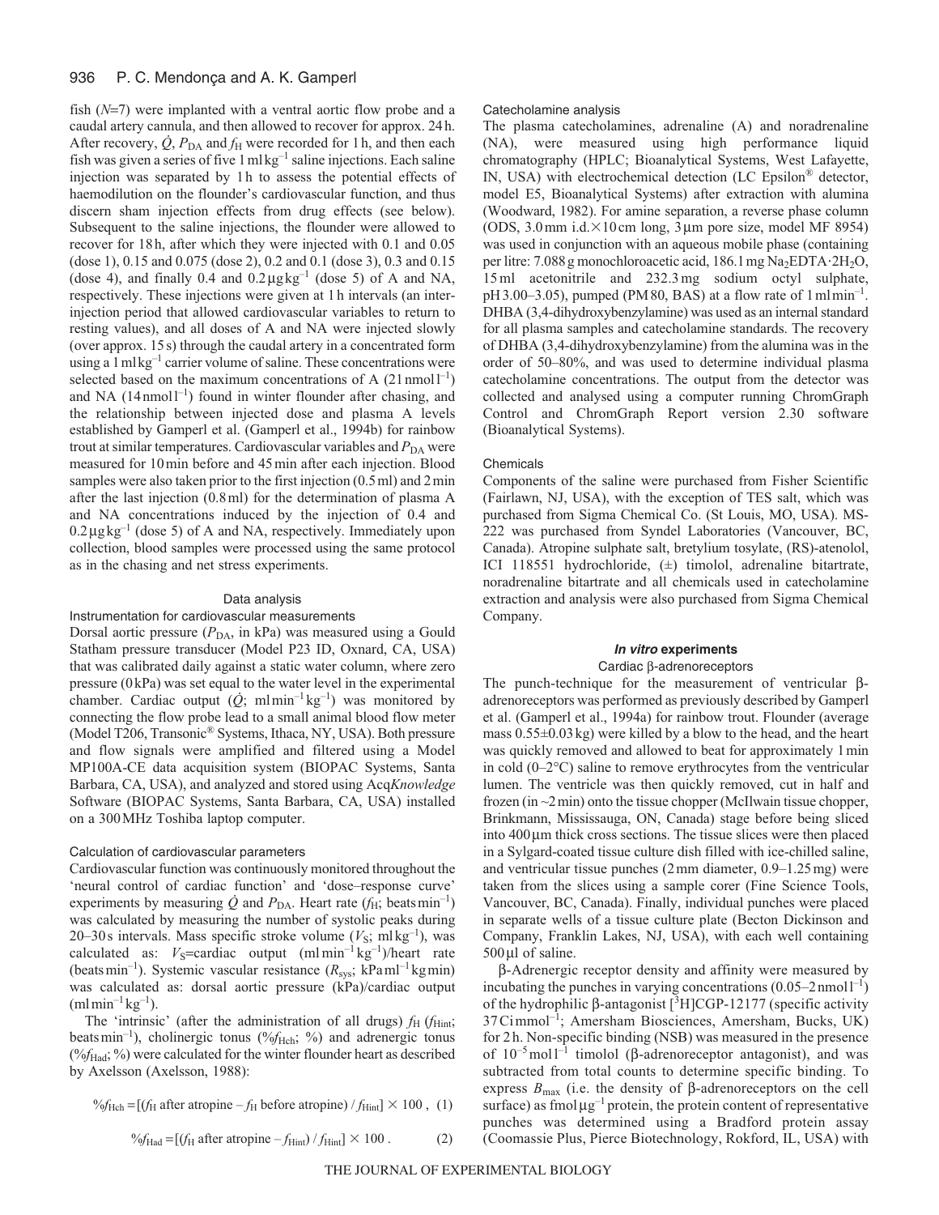fish ($N$=7) were implanted with a ventral aortic flow probe and a caudal artery cannula, and then allowed to recover for approx. 24 h. After recovery, $\dot{Q}$, $P_{DA}$ and $f_H$ were recorded for 1 h, and then each fish was given a series of five 1 ml kg$^{-1}$ saline injections. Each saline injection was separated by 1 h to assess the potential effects of haemodilution on the flounder's cardiovascular function, and thus discern sham injection effects from drug effects (see below). Subsequent to the saline injections, the flounder were allowed to recover for 18 h, after which they were injected with 0.1 and 0.05 (dose 1), 0.15 and 0.075 (dose 2), 0.2 and 0.1 (dose 3), 0.3 and 0.15 (dose 4), and finally 0.4 and 0.2 μg kg$^{-1}$ (dose 5) of A and NA, respectively. These injections were given at 1 h intervals (an inter-injection period that allowed cardiovascular variables to return to resting values), and all doses of A and NA were injected slowly (over approx. 15 s) through the caudal artery in a concentrated form using a 1 ml kg$^{-1}$ carrier volume of saline. These concentrations were selected based on the maximum concentrations of A (21 nmol l$^{-1}$) and NA (14 nmol l$^{-1}$) found in winter flounder after chasing, and the relationship between injected dose and plasma A levels established by Gamperl et al. (Gamperl et al., 1994b) for rainbow trout at similar temperatures. Cardiovascular variables and $P_{DA}$ were measured for 10 min before and 45 min after each injection. Blood samples were also taken prior to the first injection (0.5 ml) and 2 min after the last injection (0.8 ml) for the determination of plasma A and NA concentrations induced by the injection of 0.4 and 0.2 μg kg$^{-1}$ (dose 5) of A and NA, respectively. Immediately upon collection, blood samples were processed using the same protocol as in the chasing and net stress experiments.

## Data analysis

### Instrumentation for cardiovascular measurements

Dorsal aortic pressure ($P_{DA}$, in kPa) was measured using a Gould Statham pressure transducer (Model P23 ID, Oxnard, CA, USA) that was calibrated daily against a static water column, where zero pressure (0 kPa) was set equal to the water level in the experimental chamber. Cardiac output ($\dot{Q}$; ml min$^{-1}$ kg$^{-1}$) was monitored by connecting the flow probe lead to a small animal blood flow meter (Model T206, Transonic® Systems, Ithaca, NY, USA). Both pressure and flow signals were amplified and filtered using a Model MP100A-CE data acquisition system (BIOPAC Systems, Santa Barbara, CA, USA), and analyzed and stored using Acq*Knowledge* Software (BIOPAC Systems, Santa Barbara, CA, USA) installed on a 300 MHz Toshiba laptop computer.

### Calculation of cardiovascular parameters

Cardiovascular function was continuously monitored throughout the 'neural control of cardiac function' and 'dose–response curve' experiments by measuring $\dot{Q}$ and $P_{DA}$. Heart rate ($f_H$; beats min$^{-1}$) was calculated by measuring the number of systolic peaks during 20–30 s intervals. Mass specific stroke volume ($V_S$; ml kg$^{-1}$), was calculated as: $V_S$=cardiac output (ml min$^{-1}$ kg$^{-1}$)/heart rate (beats min$^{-1}$). Systemic vascular resistance ($R_{sys}$; kPa ml$^{-1}$ kg min) was calculated as: dorsal aortic pressure (kPa)/cardiac output (ml min$^{-1}$ kg$^{-1}$).

The 'intrinsic' (after the administration of all drugs) $f_H$ ($f_{Hint}$; beats min$^{-1}$), cholinergic tonus (%$f_{Hch}$; %) and adrenergic tonus (%$f_{Had}$; %) were calculated for the winter flounder heart as described by Axelsson (Axelsson, 1988):

$$\%f_{Hch} = [(f_H \text{ after atropine} - f_H \text{ before atropine}) / f_{Hint}] \times 100\,, \quad (1)$$

$$\%f_{Had} = [(f_H \text{ after atropine} - f_{Hint}) / f_{Hint}] \times 100\,. \quad (2)$$

### Catecholamine analysis

The plasma catecholamines, adrenaline (A) and noradrenaline (NA), were measured using high performance liquid chromatography (HPLC; Bioanalytical Systems, West Lafayette, IN, USA) with electrochemical detection (LC Epsilon® detector, model E5, Bioanalytical Systems) after extraction with alumina (Woodward, 1982). For amine separation, a reverse phase column (ODS, 3.0 mm i.d.×10 cm long, 3 μm pore size, model MF 8954) was used in conjunction with an aqueous mobile phase (containing per litre: 7.088 g monochloroacetic acid, 186.1 mg $Na_2EDTA{\cdot}2H_2O$, 15 ml acetonitrile and 232.3 mg sodium octyl sulphate, pH 3.00–3.05), pumped (PM 80, BAS) at a flow rate of 1 ml min$^{-1}$. DHBA (3,4-dihydroxybenzylamine) was used as an internal standard for all plasma samples and catecholamine standards. The recovery of DHBA (3,4-dihydroxybenzylamine) from the alumina was in the order of 50–80%, and was used to determine individual plasma catecholamine concentrations. The output from the detector was collected and analysed using a computer running ChromGraph Control and ChromGraph Report version 2.30 software (Bioanalytical Systems).

### Chemicals

Components of the saline were purchased from Fisher Scientific (Fairlawn, NJ, USA), with the exception of TES salt, which was purchased from Sigma Chemical Co. (St Louis, MO, USA). MS-222 was purchased from Syndel Laboratories (Vancouver, BC, Canada). Atropine sulphate salt, bretylium tosylate, (RS)-atenolol, ICI 118551 hydrochloride, (±) timolol, adrenaline bitartrate, noradrenaline bitartrate and all chemicals used in catecholamine extraction and analysis were also purchased from Sigma Chemical Company.

## *In vitro* experiments

### Cardiac β-adrenoreceptors

The punch-technique for the measurement of ventricular β-adrenoreceptors was performed as previously described by Gamperl et al. (Gamperl et al., 1994a) for rainbow trout. Flounder (average mass 0.55±0.03 kg) were killed by a blow to the head, and the heart was quickly removed and allowed to beat for approximately 1 min in cold (0–2°C) saline to remove erythrocytes from the ventricular lumen. The ventricle was then quickly removed, cut in half and frozen (in ~2 min) onto the tissue chopper (McIlwain tissue chopper, Brinkmann, Mississauga, ON, Canada) stage before being sliced into 400 μm thick cross sections. The tissue slices were then placed in a Sylgard-coated tissue culture dish filled with ice-chilled saline, and ventricular tissue punches (2 mm diameter, 0.9–1.25 mg) were taken from the slices using a sample corer (Fine Science Tools, Vancouver, BC, Canada). Finally, individual punches were placed in separate wells of a tissue culture plate (Becton Dickinson and Company, Franklin Lakes, NJ, USA), with each well containing 500 μl of saline.

β-Adrenergic receptor density and affinity were measured by incubating the punches in varying concentrations (0.05–2 nmol l$^{-1}$) of the hydrophilic β-antagonist [$^3$H]CGP-12177 (specific activity 37 Ci mmol$^{-1}$; Amersham Biosciences, Amersham, Bucks, UK) for 2 h. Non-specific binding (NSB) was measured in the presence of $10^{-5}$ mol l$^{-1}$ timolol (β-adrenoreceptor antagonist), and was subtracted from total counts to determine specific binding. To express $B_{max}$ (i.e. the density of β-adrenoreceptors on the cell surface) as fmol μg$^{-1}$ protein, the protein content of representative punches was determined using a Bradford protein assay (Coomassie Plus, Pierce Biotechnology, Rokford, IL, USA) with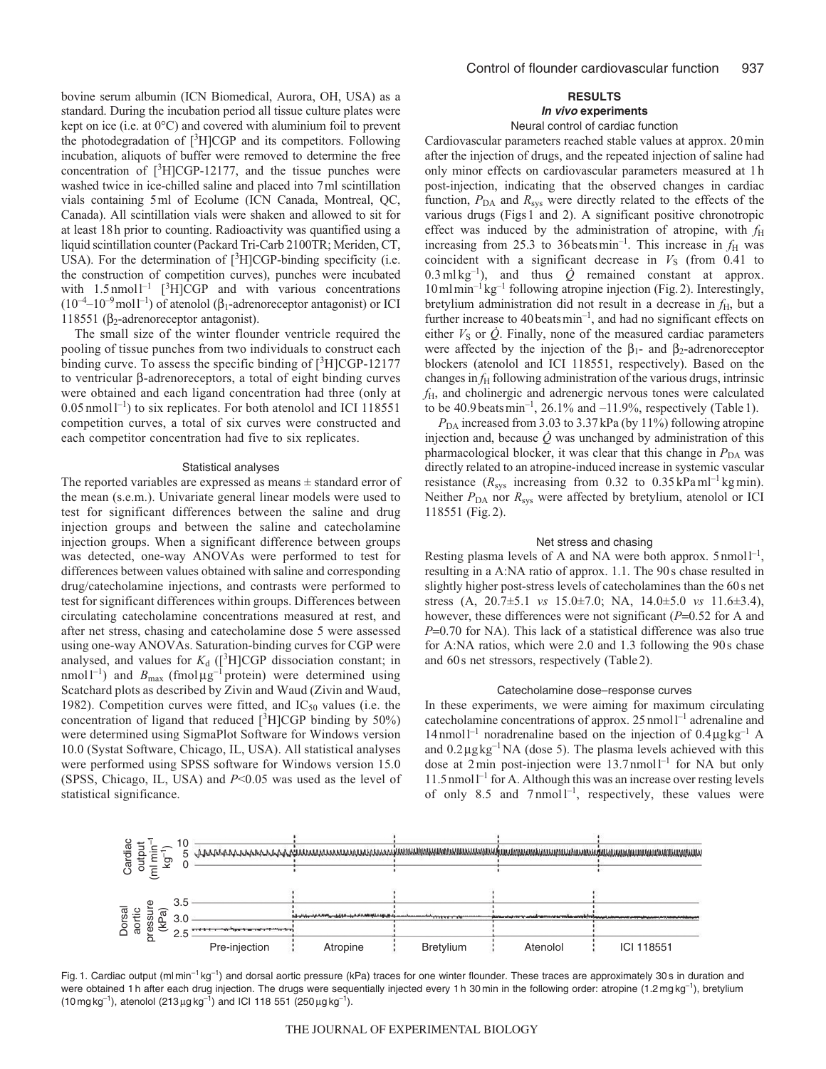bovine serum albumin (ICN Biomedical, Aurora, OH, USA) as a standard. During the incubation period all tissue culture plates were kept on ice (i.e. at 0°C) and covered with aluminium foil to prevent the photodegradation of [$^3$H]CGP and its competitors. Following incubation, aliquots of buffer were removed to determine the free concentration of [$^3$H]CGP-12177, and the tissue punches were washed twice in ice-chilled saline and placed into 7 ml scintillation vials containing 5 ml of Ecolume (ICN Canada, Montreal, QC, Canada). All scintillation vials were shaken and allowed to sit for at least 18 h prior to counting. Radioactivity was quantified using a liquid scintillation counter (Packard Tri-Carb 2100TR; Meriden, CT, USA). For the determination of [$^3$H]CGP-binding specificity (i.e. the construction of competition curves), punches were incubated with 1.5 nmol l$^{-1}$ [$^3$H]CGP and with various concentrations ($10^{-4}$–$10^{-9}$ mol l$^{-1}$) of atenolol ($\beta_1$-adrenoreceptor antagonist) or ICI 118551 ($\beta_2$-adrenoreceptor antagonist).

The small size of the winter flounder ventricle required the pooling of tissue punches from two individuals to construct each binding curve. To assess the specific binding of [$^3$H]CGP-12177 to ventricular β-adrenoreceptors, a total of eight binding curves were obtained and each ligand concentration had three (only at 0.05 nmol l$^{-1}$) to six replicates. For both atenolol and ICI 118551 competition curves, a total of six curves were constructed and each competitor concentration had five to six replicates.

### Statistical analyses

The reported variables are expressed as means ± standard error of the mean (s.e.m.). Univariate general linear models were used to test for significant differences between the saline and drug injection groups and between the saline and catecholamine injection groups. When a significant difference between groups was detected, one-way ANOVAs were performed to test for differences between values obtained with saline and corresponding drug/catecholamine injections, and contrasts were performed to test for significant differences within groups. Differences between circulating catecholamine concentrations measured at rest, and after net stress, chasing and catecholamine dose 5 were assessed using one-way ANOVAs. Saturation-binding curves for CGP were analysed, and values for $K_d$ ([$^3$H]CGP dissociation constant; in nmol l$^{-1}$) and $B_{max}$ (fmol μg$^{-1}$ protein) were determined using Scatchard plots as described by Zivin and Waud (Zivin and Waud, 1982). Competition curves were fitted, and IC$_{50}$ values (i.e. the concentration of ligand that reduced [$^3$H]CGP binding by 50%) were determined using SigmaPlot Software for Windows version 10.0 (Systat Software, Chicago, IL, USA). All statistical analyses were performed using SPSS software for Windows version 15.0 (SPSS, Chicago, IL, USA) and $P<0.05$ was used as the level of statistical significance.

## RESULTS

### *In vivo* experiments

#### Neural control of cardiac function

Cardiovascular parameters reached stable values at approx. 20 min after the injection of drugs, and the repeated injection of saline had only minor effects on cardiovascular parameters measured at 1 h post-injection, indicating that the observed changes in cardiac function, $P_{DA}$ and $R_{sys}$ were directly related to the effects of the various drugs (Figs 1 and 2). A significant positive chronotropic effect was induced by the administration of atropine, with $f_H$ increasing from 25.3 to 36 beats min$^{-1}$. This increase in $f_H$ was coincident with a significant decrease in $V_S$ (from 0.41 to 0.3 ml kg$^{-1}$), and thus $\dot{Q}$ remained constant at approx. 10 ml min$^{-1}$ kg$^{-1}$ following atropine injection (Fig. 2). Interestingly, bretylium administration did not result in a decrease in $f_H$, but a further increase to 40 beats min$^{-1}$, and had no significant effects on either $V_S$ or $\dot{Q}$. Finally, none of the measured cardiac parameters were affected by the injection of the $\beta_1$- and $\beta_2$-adrenoreceptor blockers (atenolol and ICI 118551, respectively). Based on the changes in $f_H$ following administration of the various drugs, intrinsic $f_H$, and cholinergic and adrenergic nervous tones were calculated to be 40.9 beats min$^{-1}$, 26.1% and –11.9%, respectively (Table 1).

$P_{DA}$ increased from 3.03 to 3.37 kPa (by 11%) following atropine injection and, because $\dot{Q}$ was unchanged by administration of this pharmacological blocker, it was clear that this change in $P_{DA}$ was directly related to an atropine-induced increase in systemic vascular resistance ($R_{sys}$ increasing from 0.32 to 0.35 kPa ml$^{-1}$ kg min). Neither $P_{DA}$ nor $R_{sys}$ were affected by bretylium, atenolol or ICI 118551 (Fig. 2).

#### Net stress and chasing

Resting plasma levels of A and NA were both approx. 5 nmol l$^{-1}$, resulting in a A:NA ratio of approx. 1.1. The 90 s chase resulted in slightly higher post-stress levels of catecholamines than the 60 s net stress (A, 20.7±5.1 *vs* 15.0±7.0; NA, 14.0±5.0 *vs* 11.6±3.4), however, these differences were not significant ($P$=0.52 for A and $P$=0.70 for NA). This lack of a statistical difference was also true for A:NA ratios, which were 2.0 and 1.3 following the 90 s chase and 60 s net stressors, respectively (Table 2).

#### Catecholamine dose–response curves

In these experiments, we were aiming for maximum circulating catecholamine concentrations of approx. 25 nmol l$^{-1}$ adrenaline and 14 nmol l$^{-1}$ noradrenaline based on the injection of 0.4 μg kg$^{-1}$ A and 0.2 μg kg$^{-1}$ NA (dose 5). The plasma levels achieved with this dose at 2 min post-injection were 13.7 nmol l$^{-1}$ for NA but only 11.5 nmol l$^{-1}$ for A. Although this was an increase over resting levels of only 8.5 and 7 nmol l$^{-1}$, respectively, these values were

Fig. 1. Cardiac output (ml min$^{-1}$ kg$^{-1}$) and dorsal aortic pressure (kPa) traces for one winter flounder. These traces are approximately 30 s in duration and were obtained 1 h after each drug injection. The drugs were sequentially injected every 1 h 30 min in the following order: atropine (1.2 mg kg$^{-1}$), bretylium (10 mg kg$^{-1}$), atenolol (213 μg kg$^{-1}$) and ICI 118 551 (250 μg kg$^{-1}$).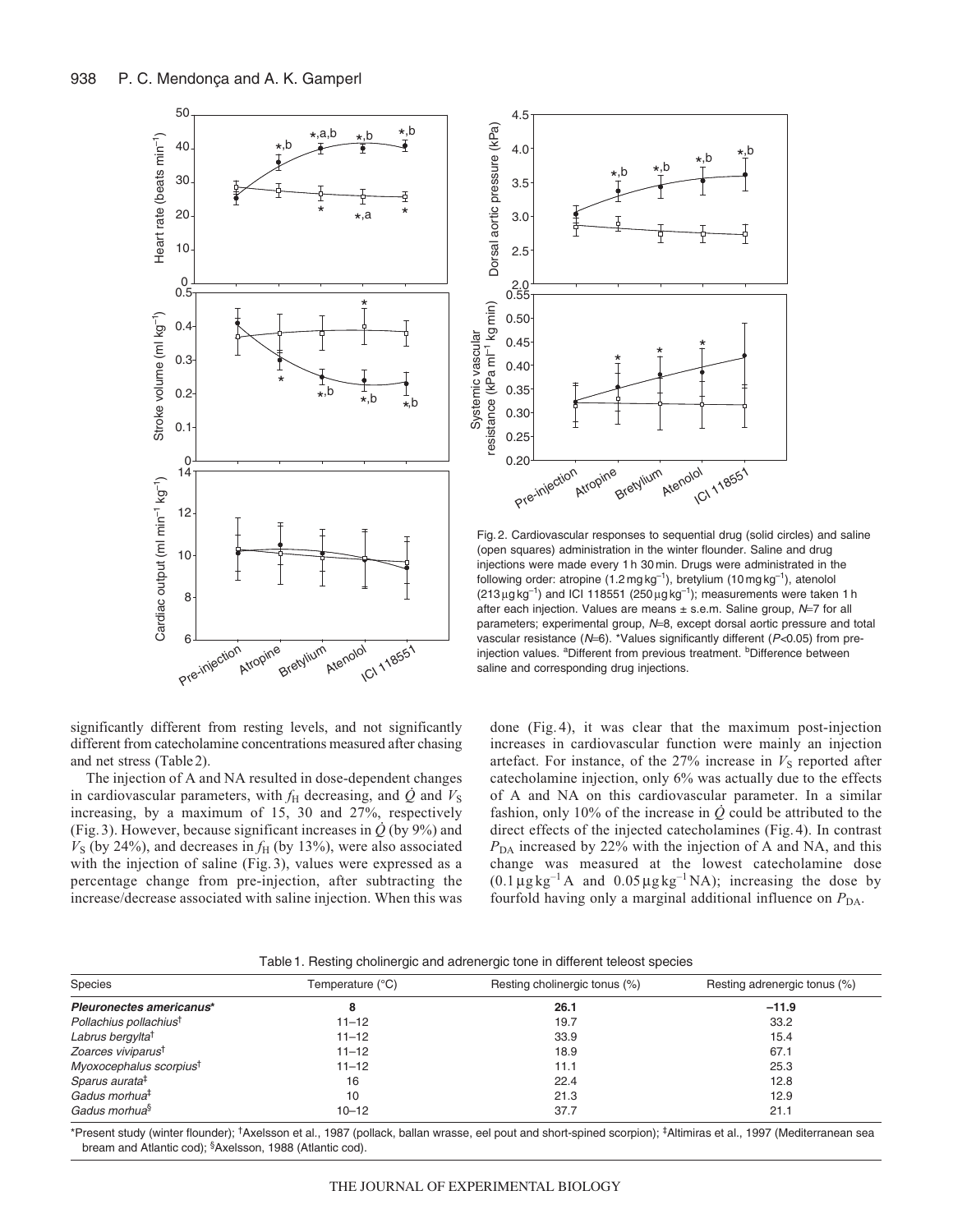Fig. 2. Cardiovascular responses to sequential drug (solid circles) and saline (open squares) administration in the winter flounder. Saline and drug injections were made every 1 h 30 min. Drugs were administrated in the following order: atropine (1.2 mg kg$^{-1}$), bretylium (10 mg kg$^{-1}$), atenolol (213 μg kg$^{-1}$) and ICI 118551 (250 μg kg$^{-1}$); measurements were taken 1 h after each injection. Values are means ± s.e.m. Saline group, $N$=7 for all parameters; experimental group, $N$=8, except dorsal aortic pressure and total vascular resistance ($N$=6). *Values significantly different ($P$<0.05) from pre-injection values. [a]Different from previous treatment. [b]Difference between saline and corresponding drug injections.

significantly different from resting levels, and not significantly different from catecholamine concentrations measured after chasing and net stress (Table 2).

The injection of A and NA resulted in dose-dependent changes in cardiovascular parameters, with $f_H$ decreasing, and $\dot{Q}$ and $V_S$ increasing, by a maximum of 15, 30 and 27%, respectively (Fig. 3). However, because significant increases in $\dot{Q}$ (by 9%) and $V_S$ (by 24%), and decreases in $f_H$ (by 13%), were also associated with the injection of saline (Fig. 3), values were expressed as a percentage change from pre-injection, after subtracting the increase/decrease associated with saline injection. When this was done (Fig. 4), it was clear that the maximum post-injection increases in cardiovascular function were mainly an injection artefact. For instance, of the 27% increase in $V_S$ reported after catecholamine injection, only 6% was actually due to the effects of A and NA on this cardiovascular parameter. In a similar fashion, only 10% of the increase in $\dot{Q}$ could be attributed to the direct effects of the injected catecholamines (Fig. 4). In contrast $P_{DA}$ increased by 22% with the injection of A and NA, and this change was measured at the lowest catecholamine dose (0.1 μg kg$^{-1}$ A and 0.05 μg kg$^{-1}$ NA); increasing the dose by fourfold having only a marginal additional influence on $P_{DA}$.

Table 1. Resting cholinergic and adrenergic tone in different teleost species

| Species | Temperature (°C) | Resting cholinergic tonus (%) | Resting adrenergic tonus (%) |
|---|---|---|---|
| ***Pleuronectes americanus**** | **8** | **26.1** | **−11.9** |
| *Pollachius pollachius*† | 11–12 | 19.7 | 33.2 |
| *Labrus bergylta*† | 11–12 | 33.9 | 15.4 |
| *Zoarces viviparus*† | 11–12 | 18.9 | 67.1 |
| *Myoxocephalus scorpius*† | 11–12 | 11.1 | 25.3 |
| *Sparus aurata*‡ | 16 | 22.4 | 12.8 |
| *Gadus morhua*‡ | 10 | 21.3 | 12.9 |
| *Gadus morhua*§ | 10–12 | 37.7 | 21.1 |

*Present study (winter flounder); †Axelsson et al., 1987 (pollack, ballan wrasse, eel pout and short-spined scorpion); ‡Altimiras et al., 1997 (Mediterranean sea bream and Atlantic cod); §Axelsson, 1988 (Atlantic cod).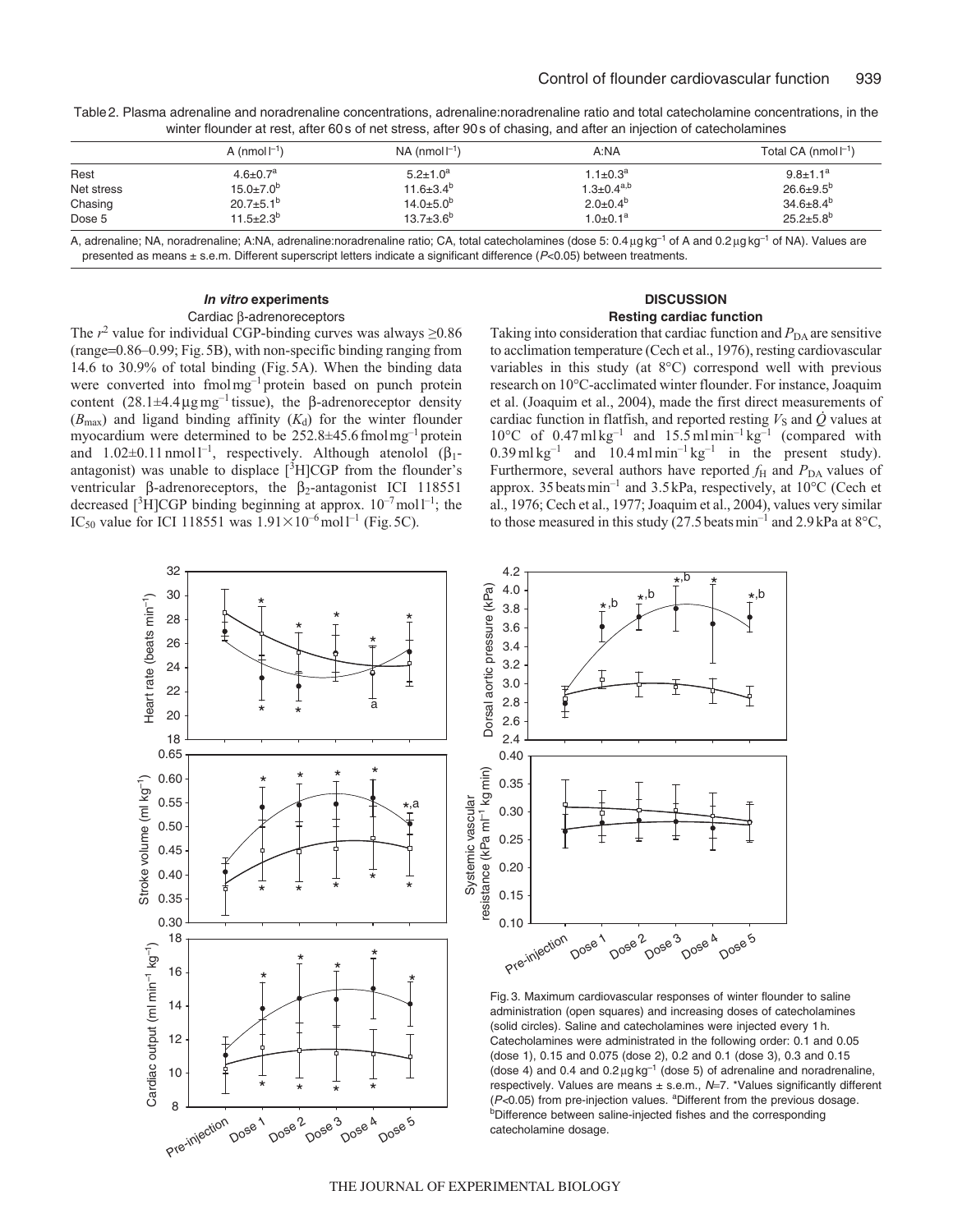Table 2. Plasma adrenaline and noradrenaline concentrations, adrenaline:noradrenaline ratio and total catecholamine concentrations, in the winter flounder at rest, after 60 s of net stress, after 90 s of chasing, and after an injection of catecholamines

| | A (nmol $l^{-1}$) | NA (nmol $l^{-1}$) | A:NA | Total CA (nmol $l^{-1}$) |
|---|---|---|---|---|
| Rest | 4.6±0.7[a] | 5.2±1.0[a] | 1.1±0.3[a] | 9.8±1.1[a] |
| Net stress | 15.0±7.0[b] | 11.6±3.4[b] | 1.3±0.4[a,b] | 26.6±9.5[b] |
| Chasing | 20.7±5.1[b] | 14.0±5.0[b] | 2.0±0.4[b] | 34.6±8.4[b] |
| Dose 5 | 11.5±2.3[b] | 13.7±3.6[b] | 1.0±0.1[a] | 25.2±5.8[b] |

A, adrenaline; NA, noradrenaline; A:NA, adrenaline:noradrenaline ratio; CA, total catecholamines (dose 5: 0.4 μg $kg^{-1}$ of A and 0.2 μg $kg^{-1}$ of NA). Values are presented as means ± s.e.m. Different superscript letters indicate a significant difference ($P$<0.05) between treatments.

### *In vitro* experiments

#### Cardiac β-adrenoreceptors

The $r^2$ value for individual CGP-binding curves was always ≥0.86 (range=0.86–0.99; Fig. 5B), with non-specific binding ranging from 14.6 to 30.9% of total binding (Fig. 5A). When the binding data were converted into fmol $mg^{-1}$ protein based on punch protein content (28.1±4.4 μg $mg^{-1}$ tissue), the β-adrenoreceptor density ($B_{max}$) and ligand binding affinity ($K_d$) for the winter flounder myocardium were determined to be 252.8±45.6 fmol $mg^{-1}$ protein and 1.02±0.11 nmol $l^{-1}$, respectively. Although atenolol ($\beta_1$-antagonist) was unable to displace [$^3$H]CGP from the flounder's ventricular β-adrenoreceptors, the $\beta_2$-antagonist ICI 118551 decreased [$^3$H]CGP binding beginning at approx. $10^{-7}$ mol $l^{-1}$; the $IC_{50}$ value for ICI 118551 was $1.91\times10^{-6}$ mol $l^{-1}$ (Fig. 5C).

## DISCUSSION

### Resting cardiac function

Taking into consideration that cardiac function and $P_{DA}$ are sensitive to acclimation temperature (Cech et al., 1976), resting cardiovascular variables in this study (at 8°C) correspond well with previous research on 10°C-acclimated winter flounder. For instance, Joaquim et al. (Joaquim et al., 2004), made the first direct measurements of cardiac function in flatfish, and reported resting $V_S$ and $\dot{Q}$ values at 10°C of 0.47 ml $kg^{-1}$ and 15.5 ml $min^{-1}$ $kg^{-1}$ (compared with 0.39 ml $kg^{-1}$ and 10.4 ml $min^{-1}$ $kg^{-1}$ in the present study). Furthermore, several authors have reported $f_H$ and $P_{DA}$ values of approx. 35 beats $min^{-1}$ and 3.5 kPa, respectively, at 10°C (Cech et al., 1976; Cech et al., 1977; Joaquim et al., 2004), values very similar to those measured in this study (27.5 beats $min^{-1}$ and 2.9 kPa at 8°C,

Fig. 3. Maximum cardiovascular responses of winter flounder to saline administration (open squares) and increasing doses of catecholamines (solid circles). Saline and catecholamines were injected every 1 h. Catecholamines were administrated in the following order: 0.1 and 0.05 (dose 1), 0.15 and 0.075 (dose 2), 0.2 and 0.1 (dose 3), 0.3 and 0.15 (dose 4) and 0.4 and 0.2 μg $kg^{-1}$ (dose 5) of adrenaline and noradrenaline, respectively. Values are means ± s.e.m., $N$=7. *Values significantly different ($P$<0.05) from pre-injection values. [a]Different from the previous dosage. [b]Difference between saline-injected fishes and the corresponding catecholamine dosage.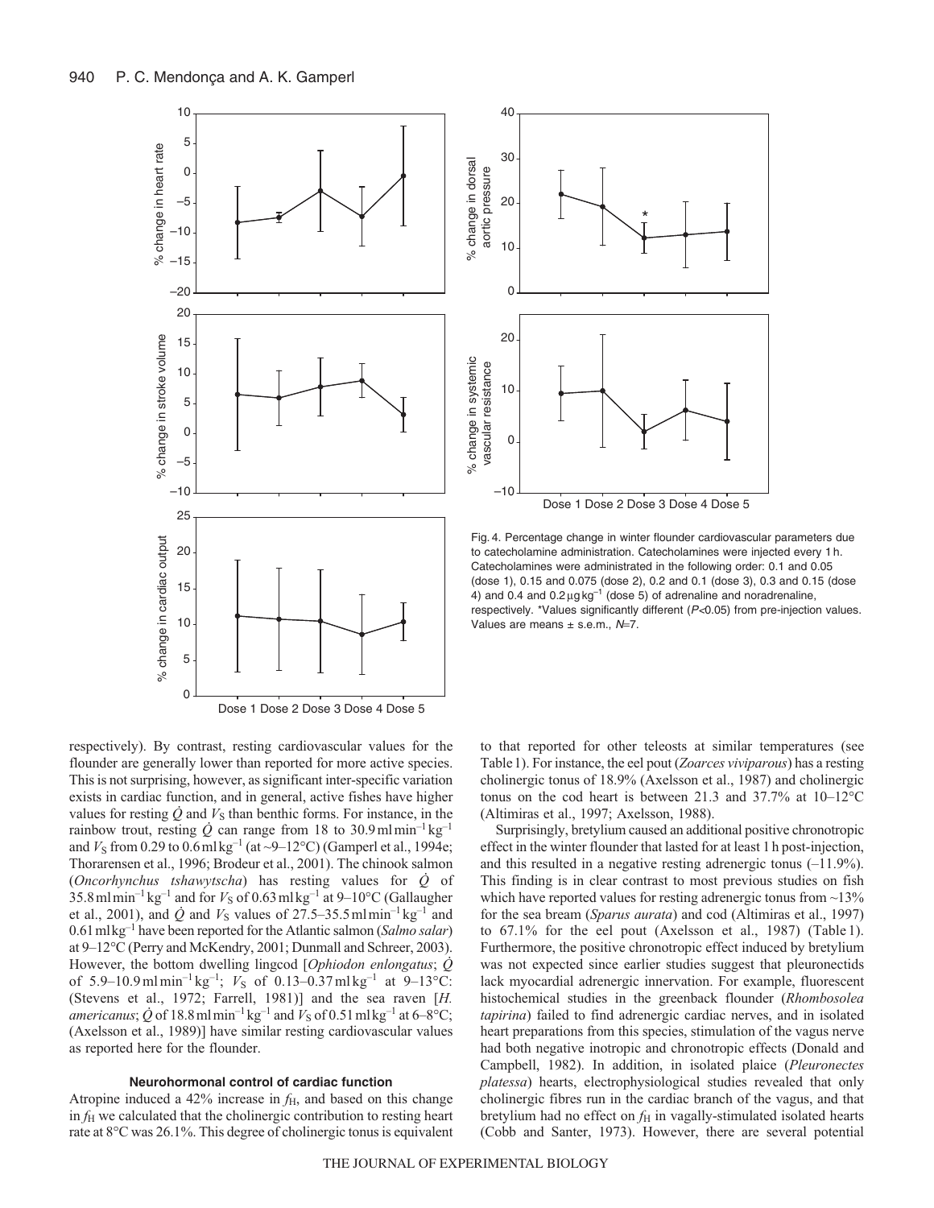Fig. 4. Percentage change in winter flounder cardiovascular parameters due to catecholamine administration. Catecholamines were injected every 1 h. Catecholamines were administrated in the following order: 0.1 and 0.05 (dose 1), 0.15 and 0.075 (dose 2), 0.2 and 0.1 (dose 3), 0.3 and 0.15 (dose 4) and 0.4 and 0.2 μg kg$^{-1}$ (dose 5) of adrenaline and noradrenaline, respectively. *Values significantly different ($P$<0.05) from pre-injection values. Values are means ± s.e.m., $N$=7.

respectively). By contrast, resting cardiovascular values for the flounder are generally lower than reported for more active species. This is not surprising, however, as significant inter-specific variation exists in cardiac function, and in general, active fishes have higher values for resting $\dot{Q}$ and $V_S$ than benthic forms. For instance, in the rainbow trout, resting $\dot{Q}$ can range from 18 to 30.9 ml min$^{-1}$ kg$^{-1}$ and $V_S$ from 0.29 to 0.6 ml kg$^{-1}$ (at ~9–12°C) (Gamperl et al., 1994e; Thorarensen et al., 1996; Brodeur et al., 2001). The chinook salmon (*Oncorhynchus tshawytscha*) has resting values for $\dot{Q}$ of 35.8 ml min$^{-1}$ kg$^{-1}$ and for $V_S$ of 0.63 ml kg$^{-1}$ at 9–10°C (Gallaugher et al., 2001), and $\dot{Q}$ and $V_S$ values of 27.5–35.5 ml min$^{-1}$ kg$^{-1}$ and 0.61 ml kg$^{-1}$ have been reported for the Atlantic salmon (*Salmo salar*) at 9–12°C (Perry and McKendry, 2001; Dunmall and Schreer, 2003). However, the bottom dwelling lingcod [*Ophiodon enlongatus*; $\dot{Q}$ of 5.9–10.9 ml min$^{-1}$ kg$^{-1}$; $V_S$ of 0.13–0.37 ml kg$^{-1}$ at 9–13°C: (Stevens et al., 1972; Farrell, 1981)] and the sea raven [*H. americanus*; $\dot{Q}$ of 18.8 ml min$^{-1}$ kg$^{-1}$ and $V_S$ of 0.51 ml kg$^{-1}$ at 6–8°C; (Axelsson et al., 1989)] have similar resting cardiovascular values as reported here for the flounder.

### Neurohormonal control of cardiac function

Atropine induced a 42% increase in $f_H$, and based on this change in $f_H$ we calculated that the cholinergic contribution to resting heart rate at 8°C was 26.1%. This degree of cholinergic tonus is equivalent to that reported for other teleosts at similar temperatures (see Table 1). For instance, the eel pout (*Zoarces viviparous*) has a resting cholinergic tonus of 18.9% (Axelsson et al., 1987) and cholinergic tonus on the cod heart is between 21.3 and 37.7% at 10–12°C (Altimiras et al., 1997; Axelsson, 1988).

Surprisingly, bretylium caused an additional positive chronotropic effect in the winter flounder that lasted for at least 1 h post-injection, and this resulted in a negative resting adrenergic tonus (–11.9%). This finding is in clear contrast to most previous studies on fish which have reported values for resting adrenergic tonus from ~13% for the sea bream (*Sparus aurata*) and cod (Altimiras et al., 1997) to 67.1% for the eel pout (Axelsson et al., 1987) (Table 1). Furthermore, the positive chronotropic effect induced by bretylium was not expected since earlier studies suggest that pleuronectids lack myocardial adrenergic innervation. For example, fluorescent histochemical studies in the greenback flounder (*Rhombosolea tapirina*) failed to find adrenergic cardiac nerves, and in isolated heart preparations from this species, stimulation of the vagus nerve had both negative inotropic and chronotropic effects (Donald and Campbell, 1982). In addition, in isolated plaice (*Pleuronectes platessa*) hearts, electrophysiological studies revealed that only cholinergic fibres run in the cardiac branch of the vagus, and that bretylium had no effect on $f_H$ in vagally-stimulated isolated hearts (Cobb and Santer, 1973). However, there are several potential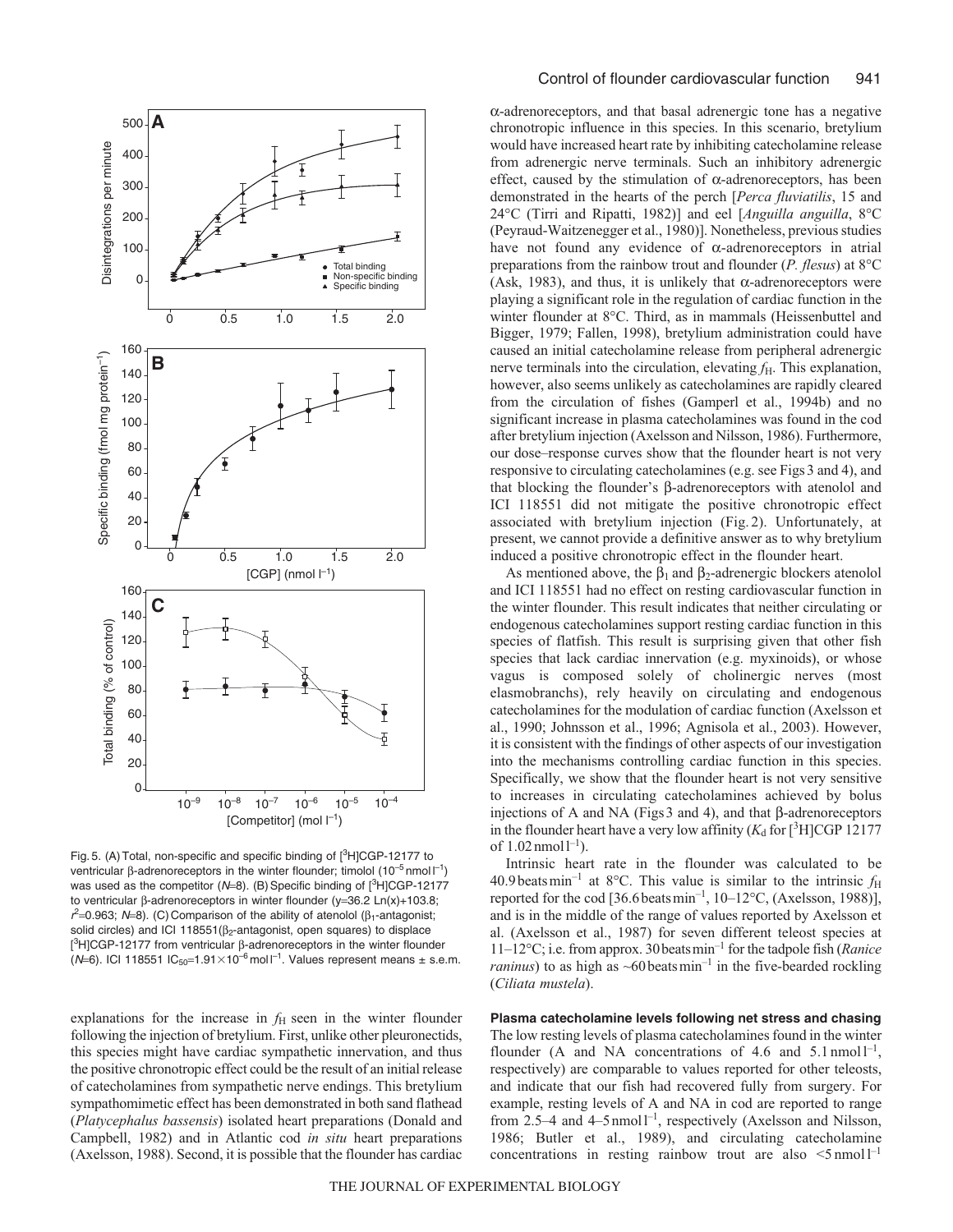Fig. 5. (A) Total, non-specific and specific binding of [$^{3}$H]CGP-12177 to ventricular β-adrenoreceptors in the winter flounder; timolol ($10^{-5}$ nmol l$^{-1}$) was used as the competitor ($N$=8). (B) Specific binding of [$^{3}$H]CGP-12177 to ventricular β-adrenoreceptors in winter flounder (y=36.2 Ln(x)+103.8; $r^2$=0.963; $N$=8). (C) Comparison of the ability of atenolol ($\beta_1$-antagonist; solid circles) and ICI 118551($\beta_2$-antagonist, open squares) to displace [$^{3}$H]CGP-12177 from ventricular β-adrenoreceptors in the winter flounder ($N$=6). ICI 118551 $IC_{50}$=1.91×$10^{-6}$ mol l$^{-1}$. Values represent means ± s.e.m.

explanations for the increase in $f_H$ seen in the winter flounder following the injection of bretylium. First, unlike other pleuronectids, this species might have cardiac sympathetic innervation, and thus the positive chronotropic effect could be the result of an initial release of catecholamines from sympathetic nerve endings. This bretylium sympathomimetic effect has been demonstrated in both sand flathead (*Platycephalus bassensis*) isolated heart preparations (Donald and Campbell, 1982) and in Atlantic cod *in situ* heart preparations (Axelsson, 1988). Second, it is possible that the flounder has cardiac α-adrenoreceptors, and that basal adrenergic tone has a negative chronotropic influence in this species. In this scenario, bretylium would have increased heart rate by inhibiting catecholamine release from adrenergic nerve terminals. Such an inhibitory adrenergic effect, caused by the stimulation of α-adrenoreceptors, has been demonstrated in the hearts of the perch [*Perca fluviatilis*, 15 and 24°C (Tirri and Ripatti, 1982)] and eel [*Anguilla anguilla*, 8°C (Peyraud-Waitzenegger et al., 1980)]. Nonetheless, previous studies have not found any evidence of α-adrenoreceptors in atrial preparations from the rainbow trout and flounder (*P. flesus*) at 8°C (Ask, 1983), and thus, it is unlikely that α-adrenoreceptors were playing a significant role in the regulation of cardiac function in the winter flounder at 8°C. Third, as in mammals (Heissenbuttel and Bigger, 1979; Fallen, 1998), bretylium administration could have caused an initial catecholamine release from peripheral adrenergic nerve terminals into the circulation, elevating $f_H$. This explanation, however, also seems unlikely as catecholamines are rapidly cleared from the circulation of fishes (Gamperl et al., 1994b) and no significant increase in plasma catecholamines was found in the cod after bretylium injection (Axelsson and Nilsson, 1986). Furthermore, our dose–response curves show that the flounder heart is not very responsive to circulating catecholamines (e.g. see Figs 3 and 4), and that blocking the flounder's β-adrenoreceptors with atenolol and ICI 118551 did not mitigate the positive chronotropic effect associated with bretylium injection (Fig. 2). Unfortunately, at present, we cannot provide a definitive answer as to why bretylium induced a positive chronotropic effect in the flounder heart.

As mentioned above, the $\beta_1$ and $\beta_2$-adrenergic blockers atenolol and ICI 118551 had no effect on resting cardiovascular function in the winter flounder. This result indicates that neither circulating or endogenous catecholamines support resting cardiac function in this species of flatfish. This result is surprising given that other fish species that lack cardiac innervation (e.g. myxinoids), or whose vagus is composed solely of cholinergic nerves (most elasmobranchs), rely heavily on circulating and endogenous catecholamines for the modulation of cardiac function (Axelsson et al., 1990; Johnsson et al., 1996; Agnisola et al., 2003). However, it is consistent with the findings of other aspects of our investigation into the mechanisms controlling cardiac function in this species. Specifically, we show that the flounder heart is not very sensitive to increases in circulating catecholamines achieved by bolus injections of A and NA (Figs 3 and 4), and that β-adrenoreceptors in the flounder heart have a very low affinity ($K_d$ for [$^{3}$H]CGP 12177 of 1.02 nmol l$^{-1}$).

Intrinsic heart rate in the flounder was calculated to be 40.9 beats min$^{-1}$ at 8°C. This value is similar to the intrinsic $f_H$ reported for the cod [36.6 beats min$^{-1}$, 10–12°C, (Axelsson, 1988)], and is in the middle of the range of values reported by Axelsson et al. (Axelsson et al., 1987) for seven different teleost species at 11–12°C; i.e. from approx. 30 beats min$^{-1}$ for the tadpole fish (*Ranice raninus*) to as high as ~60 beats min$^{-1}$ in the five-bearded rockling (*Ciliata mustela*).

### Plasma catecholamine levels following net stress and chasing

The low resting levels of plasma catecholamines found in the winter flounder (A and NA concentrations of 4.6 and 5.1 nmol l$^{-1}$, respectively) are comparable to values reported for other teleosts, and indicate that our fish had recovered fully from surgery. For example, resting levels of A and NA in cod are reported to range from 2.5–4 and 4–5 nmol l$^{-1}$, respectively (Axelsson and Nilsson, 1986; Butler et al., 1989), and circulating catecholamine concentrations in resting rainbow trout are also <5 nmol l$^{-1}$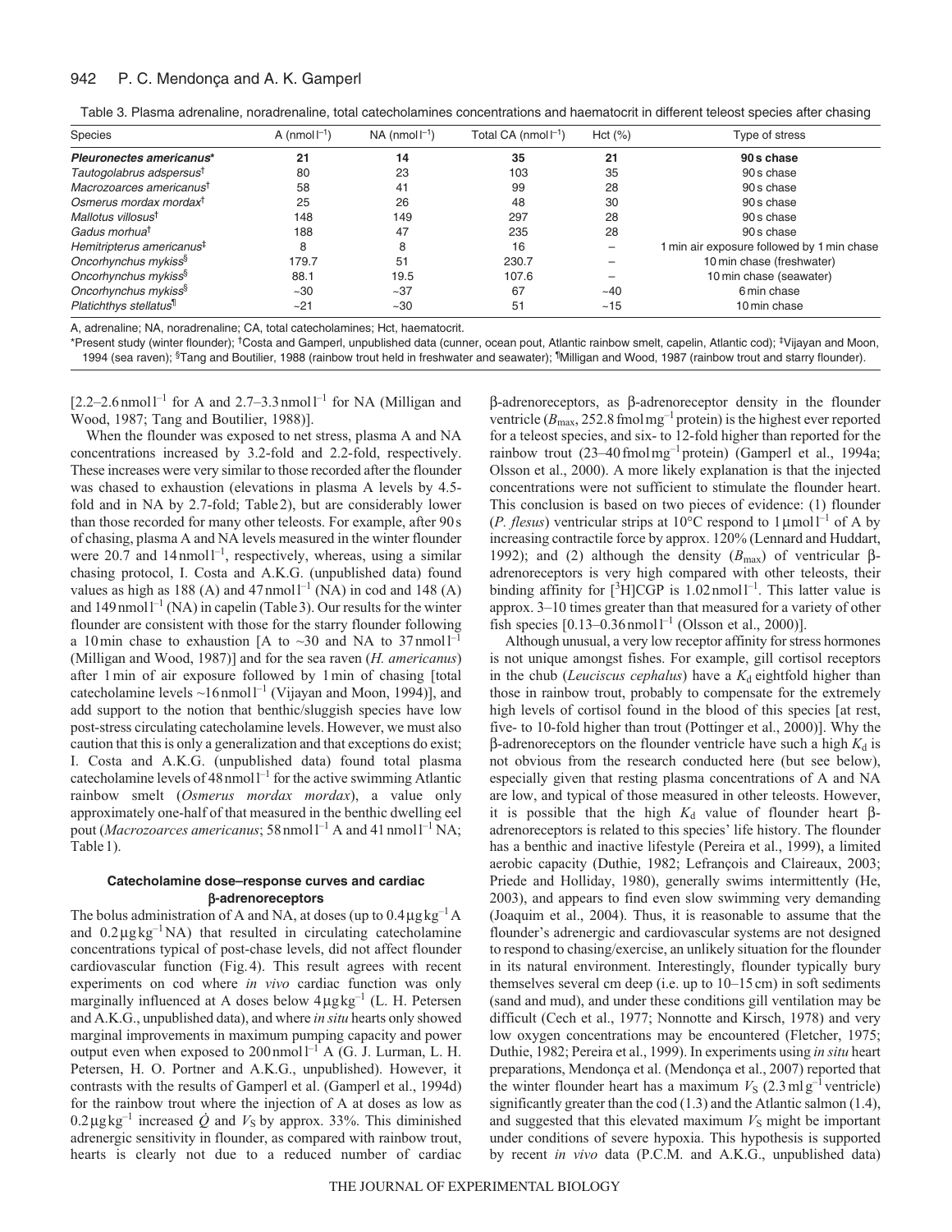Table 3. Plasma adrenaline, noradrenaline, total catecholamines concentrations and haematocrit in different teleost species after chasing

| Species | A ($nmol\,l^{-1}$) | NA ($nmol\,l^{-1}$) | Total CA ($nmol\,l^{-1}$) | Hct (%) | Type of stress |
|---|---|---|---|---|---|
| ***Pleuronectes americanus**** | **21** | **14** | **35** | **21** | **90 s chase** |
| *Tautogolabrus adspersus*[†] | 80 | 23 | 103 | 35 | 90 s chase |
| *Macrozoarces americanus*[†] | 58 | 41 | 99 | 28 | 90 s chase |
| *Osmerus mordax mordax*[†] | 25 | 26 | 48 | 30 | 90 s chase |
| *Mallotus villosus*[†] | 148 | 149 | 297 | 28 | 90 s chase |
| *Gadus morhua*[†] | 188 | 47 | 235 | 28 | 90 s chase |
| *Hemitripterus americanus*[‡] | 8 | 8 | 16 | – | 1 min air exposure followed by 1 min chase |
| *Oncorhynchus mykiss*[§] | 179.7 | 51 | 230.7 | – | 10 min chase (freshwater) |
| *Oncorhynchus mykiss*[§] | 88.1 | 19.5 | 107.6 | – | 10 min chase (seawater) |
| *Oncorhynchus mykiss*[§] | ~30 | ~37 | 67 | ~40 | 6 min chase |
| *Platichthys stellatus*[¶] | ~21 | ~30 | 51 | ~15 | 10 min chase |

A, adrenaline; NA, noradrenaline; CA, total catecholamines; Hct, haematocrit.

*Present study (winter flounder); [†]Costa and Gamperl, unpublished data (cunner, ocean pout, Atlantic rainbow smelt, capelin, Atlantic cod); [‡]Vijayan and Moon, 1994 (sea raven); [§]Tang and Boutilier, 1988 (rainbow trout held in freshwater and seawater); [¶]Milligan and Wood, 1987 (rainbow trout and starry flounder).

[2.2–2.6 $nmol\,l^{-1}$ for A and 2.7–3.3 $nmol\,l^{-1}$ for NA (Milligan and Wood, 1987; Tang and Boutilier, 1988)].

When the flounder was exposed to net stress, plasma A and NA concentrations increased by 3.2-fold and 2.2-fold, respectively. These increases were very similar to those recorded after the flounder was chased to exhaustion (elevations in plasma A levels by 4.5-fold and in NA by 2.7-fold; Table 2), but are considerably lower than those recorded for many other teleosts. For example, after 90 s of chasing, plasma A and NA levels measured in the winter flounder were 20.7 and 14 $nmol\,l^{-1}$, respectively, whereas, using a similar chasing protocol, I. Costa and A.K.G. (unpublished data) found values as high as 188 (A) and 47 $nmol\,l^{-1}$ (NA) in cod and 148 (A) and 149 $nmol\,l^{-1}$ (NA) in capelin (Table 3). Our results for the winter flounder are consistent with those for the starry flounder following a 10 min chase to exhaustion [A to ~30 and NA to 37 $nmol\,l^{-1}$ (Milligan and Wood, 1987)] and for the sea raven (*H. americanus*) after 1 min of air exposure followed by 1 min of chasing [total catecholamine levels ~16 $nmol\,l^{-1}$ (Vijayan and Moon, 1994)], and add support to the notion that benthic/sluggish species have low post-stress circulating catecholamine levels. However, we must also caution that this is only a generalization and that exceptions do exist; I. Costa and A.K.G. (unpublished data) found total plasma catecholamine levels of 48 $nmol\,l^{-1}$ for the active swimming Atlantic rainbow smelt (*Osmerus mordax mordax*), a value only approximately one-half of that measured in the benthic dwelling eel pout (*Macrozoarces americanus*; 58 $nmol\,l^{-1}$ A and 41 $nmol\,l^{-1}$ NA; Table 1).

### Catecholamine dose–response curves and cardiac β-adrenoreceptors

The bolus administration of A and NA, at doses (up to 0.4 $\mu g\,kg^{-1}$ A and 0.2 $\mu g\,kg^{-1}$ NA) that resulted in circulating catecholamine concentrations typical of post-chase levels, did not affect flounder cardiovascular function (Fig. 4). This result agrees with recent experiments on cod where *in vivo* cardiac function was only marginally influenced at A doses below 4 $\mu g\,kg^{-1}$ (L. H. Petersen and A.K.G., unpublished data), and where *in situ* hearts only showed marginal improvements in maximum pumping capacity and power output even when exposed to 200 $nmol\,l^{-1}$ A (G. J. Lurman, L. H. Petersen, H. O. Portner and A.K.G., unpublished). However, it contrasts with the results of Gamperl et al. (Gamperl et al., 1994d) for the rainbow trout where the injection of A at doses as low as 0.2 $\mu g\,kg^{-1}$ increased $\dot{Q}$ and $V_S$ by approx. 33%. This diminished adrenergic sensitivity in flounder, as compared with rainbow trout, hearts is clearly not due to a reduced number of cardiac β-adrenoreceptors, as β-adrenoreceptor density in the flounder ventricle ($B_{max}$, 252.8 $fmol\,mg^{-1}$ protein) is the highest ever reported for a teleost species, and six- to 12-fold higher than reported for the rainbow trout (23–40 $fmol\,mg^{-1}$ protein) (Gamperl et al., 1994a; Olsson et al., 2000). A more likely explanation is that the injected concentrations were not sufficient to stimulate the flounder heart. This conclusion is based on two pieces of evidence: (1) flounder (*P. flesus*) ventricular strips at 10°C respond to 1 $\mu mol\,l^{-1}$ of A by increasing contractile force by approx. 120% (Lennard and Huddart, 1992); and (2) although the density ($B_{max}$) of ventricular β-adrenoreceptors is very high compared with other teleosts, their binding affinity for [$^3$H]CGP is 1.02 $nmol\,l^{-1}$. This latter value is approx. 3–10 times greater than that measured for a variety of other fish species [0.13–0.36 $nmol\,l^{-1}$ (Olsson et al., 2000)].

Although unusual, a very low receptor affinity for stress hormones is not unique amongst fishes. For example, gill cortisol receptors in the chub (*Leuciscus cephalus*) have a $K_d$ eightfold higher than those in rainbow trout, probably to compensate for the extremely high levels of cortisol found in the blood of this species [at rest, five- to 10-fold higher than trout (Pottinger et al., 2000)]. Why the β-adrenoreceptors on the flounder ventricle have such a high $K_d$ is not obvious from the research conducted here (but see below), especially given that resting plasma concentrations of A and NA are low, and typical of those measured in other teleosts. However, it is possible that the high $K_d$ value of flounder heart β-adrenoreceptors is related to this species' life history. The flounder has a benthic and inactive lifestyle (Pereira et al., 1999), a limited aerobic capacity (Duthie, 1982; Lefrançois and Claireaux, 2003; Priede and Holliday, 1980), generally swims intermittently (He, 2003), and appears to find even slow swimming very demanding (Joaquim et al., 2004). Thus, it is reasonable to assume that the flounder's adrenergic and cardiovascular systems are not designed to respond to chasing/exercise, an unlikely situation for the flounder in its natural environment. Interestingly, flounder typically bury themselves several cm deep (i.e. up to 10–15 cm) in soft sediments (sand and mud), and under these conditions gill ventilation may be difficult (Cech et al., 1977; Nonnotte and Kirsch, 1978) and very low oxygen concentrations may be encountered (Fletcher, 1975; Duthie, 1982; Pereira et al., 1999). In experiments using *in situ* heart preparations, Mendonça et al. (Mendonça et al., 2007) reported that the winter flounder heart has a maximum $V_S$ (2.3 $ml\,g^{-1}$ ventricle) significantly greater than the cod (1.3) and the Atlantic salmon (1.4), and suggested that this elevated maximum $V_S$ might be important under conditions of severe hypoxia. This hypothesis is supported by recent *in vivo* data (P.C.M. and A.K.G., unpublished data)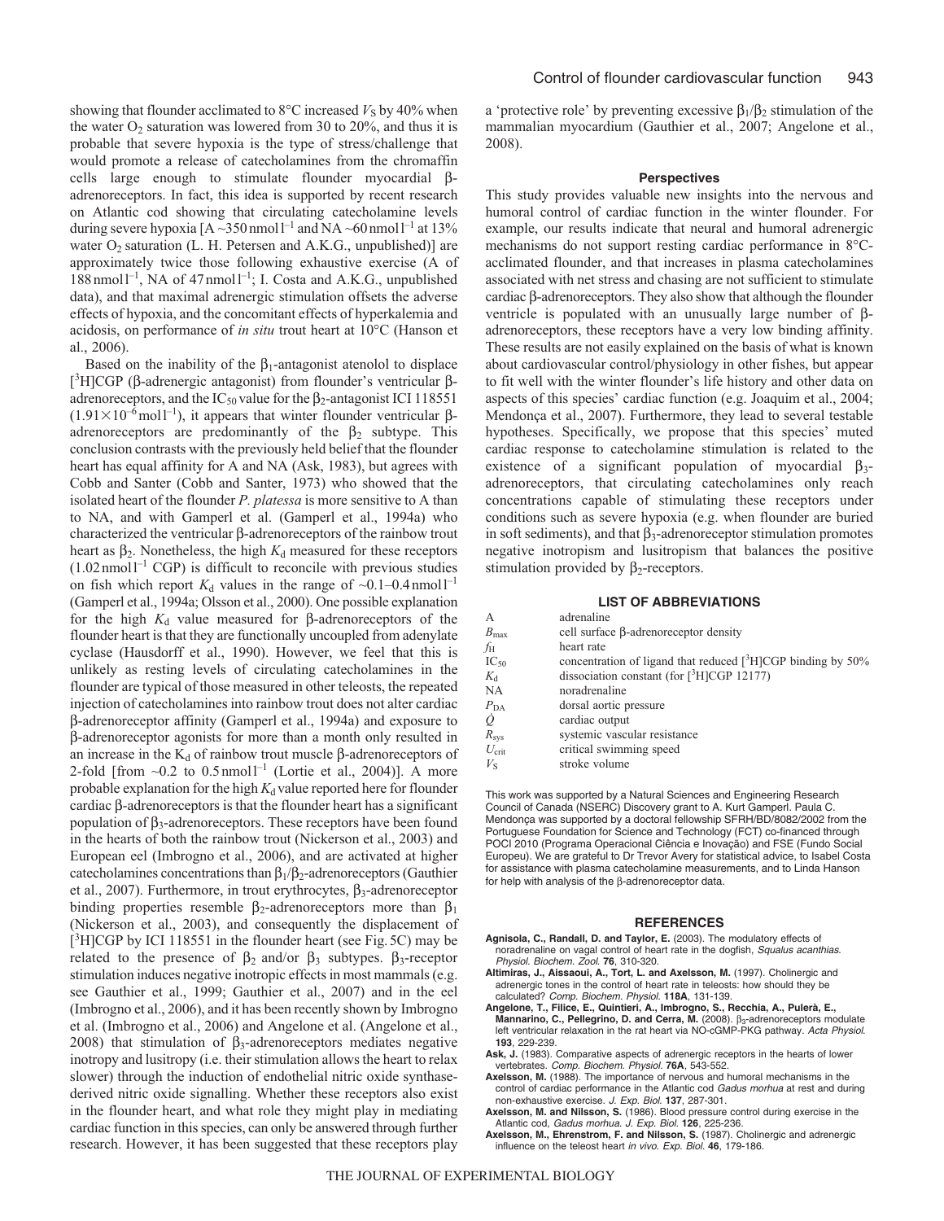showing that flounder acclimated to 8°C increased $V_S$ by 40% when the water $O_2$ saturation was lowered from 30 to 20%, and thus it is probable that severe hypoxia is the type of stress/challenge that would promote a release of catecholamines from the chromaffin cells large enough to stimulate flounder myocardial β-adrenoreceptors. In fact, this idea is supported by recent research on Atlantic cod showing that circulating catecholamine levels during severe hypoxia [A ~350 nmol l$^{-1}$ and NA ~60 nmol l$^{-1}$ at 13% water $O_2$ saturation (L. H. Petersen and A.K.G., unpublished)] are approximately twice those following exhaustive exercise (A of 188 nmol l$^{-1}$, NA of 47 nmol l$^{-1}$; I. Costa and A.K.G., unpublished data), and that maximal adrenergic stimulation offsets the adverse effects of hypoxia, and the concomitant effects of hyperkalemia and acidosis, on performance of *in situ* trout heart at 10°C (Hanson et al., 2006).

Based on the inability of the $\beta_1$-antagonist atenolol to displace [$^3$H]CGP (β-adrenergic antagonist) from flounder's ventricular β-adrenoreceptors, and the $IC_{50}$ value for the $\beta_2$-antagonist ICI 118551 ($1.91\times10^{-6}$ mol l$^{-1}$), it appears that winter flounder ventricular β-adrenoreceptors are predominantly of the $\beta_2$ subtype. This conclusion contrasts with the previously held belief that the flounder heart has equal affinity for A and NA (Ask, 1983), but agrees with Cobb and Santer (Cobb and Santer, 1973) who showed that the isolated heart of the flounder *P. platessa* is more sensitive to A than to NA, and with Gamperl et al. (Gamperl et al., 1994a) who characterized the ventricular β-adrenoreceptors of the rainbow trout heart as $\beta_2$. Nonetheless, the high $K_d$ measured for these receptors (1.02 nmol l$^{-1}$ CGP) is difficult to reconcile with previous studies on fish which report $K_d$ values in the range of ~0.1–0.4 nmol l$^{-1}$ (Gamperl et al., 1994a; Olsson et al., 2000). One possible explanation for the high $K_d$ value measured for β-adrenoreceptors of the flounder heart is that they are functionally uncoupled from adenylate cyclase (Hausdorff et al., 1990). However, we feel that this is unlikely as resting levels of circulating catecholamines in the flounder are typical of those measured in other teleosts, the repeated injection of catecholamines into rainbow trout does not alter cardiac β-adrenoreceptor affinity (Gamperl et al., 1994a) and exposure to β-adrenoreceptor agonists for more than a month only resulted in an increase in the $K_d$ of rainbow trout muscle β-adrenoreceptors of 2-fold [from ~0.2 to 0.5 nmol l$^{-1}$ (Lortie et al., 2004)]. A more probable explanation for the high $K_d$ value reported here for flounder cardiac β-adrenoreceptors is that the flounder heart has a significant population of $\beta_3$-adrenoreceptors. These receptors have been found in the hearts of both the rainbow trout (Nickerson et al., 2003) and European eel (Imbrogno et al., 2006), and are activated at higher catecholamines concentrations than $\beta_1$/$\beta_2$-adrenoreceptors (Gauthier et al., 2007). Furthermore, in trout erythrocytes, $\beta_3$-adrenoreceptor binding properties resemble $\beta_2$-adrenoreceptors more than $\beta_1$ (Nickerson et al., 2003), and consequently the displacement of [$^3$H]CGP by ICI 118551 in the flounder heart (see Fig. 5C) may be related to the presence of $\beta_2$ and/or $\beta_3$ subtypes. $\beta_3$-receptor stimulation induces negative inotropic effects in most mammals (e.g. see Gauthier et al., 1999; Gauthier et al., 2007) and in the eel (Imbrogno et al., 2006), and it has been recently shown by Imbrogno et al. (Imbrogno et al., 2006) and Angelone et al. (Angelone et al., 2008) that stimulation of $\beta_3$-adrenoreceptors mediates negative inotropy and lusitropy (i.e. their stimulation allows the heart to relax slower) through the induction of endothelial nitric oxide synthase-derived nitric oxide signalling. Whether these receptors also exist in the flounder heart, and what role they might play in mediating cardiac function in this species, can only be answered through further research. However, it has been suggested that these receptors play a 'protective role' by preventing excessive $\beta_1$/$\beta_2$ stimulation of the mammalian myocardium (Gauthier et al., 2007; Angelone et al., 2008).

## Perspectives

This study provides valuable new insights into the nervous and humoral control of cardiac function in the winter flounder. For example, our results indicate that neural and humoral adrenergic mechanisms do not support resting cardiac performance in 8°C-acclimated flounder, and that increases in plasma catecholamines associated with net stress and chasing are not sufficient to stimulate cardiac β-adrenoreceptors. They also show that although the flounder ventricle is populated with an unusually large number of β-adrenoreceptors, these receptors have a very low binding affinity. These results are not easily explained on the basis of what is known about cardiovascular control/physiology in other fishes, but appear to fit well with the winter flounder's life history and other data on aspects of this species' cardiac function (e.g. Joaquim et al., 2004; Mendonça et al., 2007). Furthermore, they lead to several testable hypotheses. Specifically, we propose that this species' muted cardiac response to catecholamine stimulation is related to the existence of a significant population of myocardial $\beta_3$-adrenoreceptors, that circulating catecholamines only reach concentrations capable of stimulating these receptors under conditions such as severe hypoxia (e.g. when flounder are buried in soft sediments), and that $\beta_3$-adrenoreceptor stimulation promotes negative inotropism and lusitropism that balances the positive stimulation provided by $\beta_2$-receptors.

## LIST OF ABBREVIATIONS

| | |
|---|---|
| A | adrenaline |
| $B_{max}$ | cell surface β-adrenoreceptor density |
| $f_H$ | heart rate |
| $IC_{50}$ | concentration of ligand that reduced [$^3$H]CGP binding by 50% |
| $K_d$ | dissociation constant (for [$^3$H]CGP 12177) |
| NA | noradrenaline |
| $P_{DA}$ | dorsal aortic pressure |
| $\dot{Q}$ | cardiac output |
| $R_{sys}$ | systemic vascular resistance |
| $U_{crit}$ | critical swimming speed |
| $V_S$ | stroke volume |

This work was supported by a Natural Sciences and Engineering Research Council of Canada (NSERC) Discovery grant to A. Kurt Gamperl. Paula C. Mendonça was supported by a doctoral fellowship SFRH/BD/8082/2002 from the Portuguese Foundation for Science and Technology (FCT) co-financed through POCI 2010 (Programa Operacional Ciência e Inovação) and FSE (Fundo Social Europeu). We are grateful to Dr Trevor Avery for statistical advice, to Isabel Costa for assistance with plasma catecholamine measurements, and to Linda Hanson for help with analysis of the β-adrenoreceptor data.

## REFERENCES

**Agnisola, C., Randall, D. and Taylor, E.** (2003). The modulatory effects of noradrenaline on vagal control of heart rate in the dogfish, *Squalus acanthias*. *Physiol. Biochem. Zool.* **76**, 310-320.

**Altimiras, J., Aissaoui, A., Tort, L. and Axelsson, M.** (1997). Cholinergic and adrenergic tones in the control of heart rate in teleosts: how should they be calculated? *Comp. Biochem. Physiol.* **118A**, 131-139.

**Angelone, T., Filice, E., Quintieri, A., Imbrogno, S., Recchia, A., Pulerà, E., Mannarino, C., Pellegrino, D. and Cerra, M.** (2008). $\beta_3$-adrenoreceptors modulate left ventricular relaxation in the rat heart via NO-cGMP-PKG pathway. *Acta Physiol.* **193**, 229-239.

**Ask, J.** (1983). Comparative aspects of adrenergic receptors in the hearts of lower vertebrates. *Comp. Biochem. Physiol.* **76A**, 543-552.

**Axelsson, M.** (1988). The importance of nervous and humoral mechanisms in the control of cardiac performance in the Atlantic cod *Gadus morhua* at rest and during non-exhaustive exercise. *J. Exp. Biol.* **137**, 287-301.

**Axelsson, M. and Nilsson, S.** (1986). Blood pressure control during exercise in the Atlantic cod, *Gadus morhua*. *J. Exp. Biol.* **126**, 225-236.

**Axelsson, M., Ehrenstrom, F. and Nilsson, S.** (1987). Cholinergic and adrenergic influence on the teleost heart *in vivo*. *Exp. Biol.* **46**, 179-186.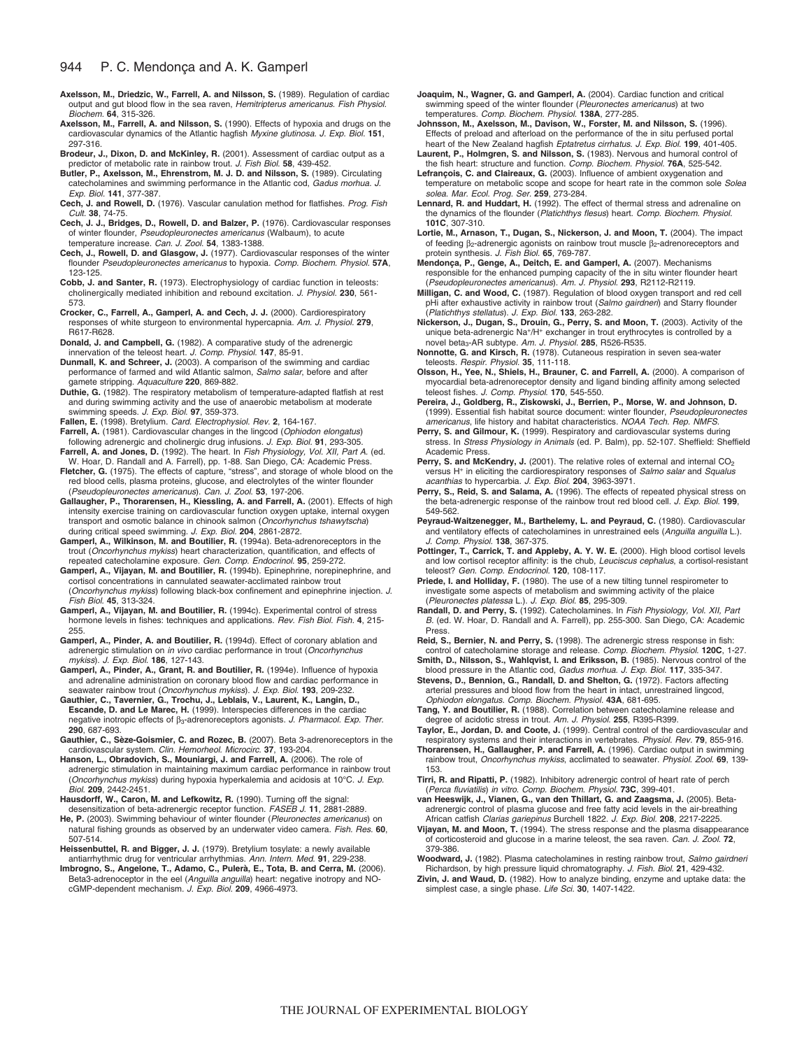**Axelsson, M., Driedzic, W., Farrell, A. and Nilsson, S.** (1989). Regulation of cardiac output and gut blood flow in the sea raven, *Hemitripterus americanus*. *Fish Physiol. Biochem.* **64**, 315-326.

**Axelsson, M., Farrell, A. and Nilsson, S.** (1990). Effects of hypoxia and drugs on the cardiovascular dynamics of the Atlantic hagfish *Myxine glutinosa*. *J. Exp. Biol.* **151**, 297-316.

**Brodeur, J., Dixon, D. and McKinley, R.** (2001). Assessment of cardiac output as a predictor of metabolic rate in rainbow trout. *J. Fish Biol.* **58**, 439-452.

**Butler, P., Axelsson, M., Ehrenstrom, M. J. D. and Nilsson, S.** (1989). Circulating catecholamines and swimming performance in the Atlantic cod, *Gadus morhua*. *J. Exp. Biol.* **141**, 377-387.

**Cech, J. and Rowell, D.** (1976). Vascular canulation method for flatfishes. *Prog. Fish Cult.* **38**, 74-75.

**Cech, J. J., Bridges, D., Rowell, D. and Balzer, P.** (1976). Cardiovascular responses of winter flounder, *Pseudopleuronectes americanus* (Walbaum), to acute temperature increase. *Can. J. Zool.* **54**, 1383-1388.

**Cech, J., Rowell, D. and Glasgow, J.** (1977). Cardiovascular responses of the winter flounder *Pseudopleuronectes americanus* to hypoxia. *Comp. Biochem. Physiol.* **57A**, 123-125.

**Cobb, J. and Santer, R.** (1973). Electrophysiology of cardiac function in teleosts: cholinergically mediated inhibition and rebound excitation. *J. Physiol.* **230**, 561-573.

**Crocker, C., Farrell, A., Gamperl, A. and Cech, J. J.** (2000). Cardiorespiratory responses of white sturgeon to environmental hypercapnia. *Am. J. Physiol.* **279**, R617-R628.

**Donald, J. and Campbell, G.** (1982). A comparative study of the adrenergic innervation of the teleost heart. *J. Comp. Physiol.* **147**, 85-91.

**Dunmall, K. and Schreer, J.** (2003). A comparison of the swimming and cardiac performance of farmed and wild Atlantic salmon, *Salmo salar*, before and after gamete stripping. *Aquaculture* **220**, 869-882.

**Duthie, G.** (1982). The respiratory metabolism of temperature-adapted flatfish at rest and during swimming activity and the use of anaerobic metabolism at moderate swimming speeds. *J. Exp. Biol.* **97**, 359-373.

**Fallen, E.** (1998). Bretylium. *Card. Electrophysiol. Rev.* **2**, 164-167.

**Farrell, A.** (1981). Cardiovascular changes in the lingcod (*Ophiodon elongatus*) following adrenergic and cholinergic drug infusions. *J. Exp. Biol.* **91**, 293-305.

**Farrell, A. and Jones, D.** (1992). The heart. In *Fish Physiology, Vol. XII, Part A.* (ed. W. Hoar, D. Randall and A. Farrell), pp. 1-88. San Diego, CA: Academic Press.

**Fletcher, G.** (1975). The effects of capture, "stress", and storage of whole blood on the red blood cells, plasma proteins, glucose, and electrolytes of the winter flounder (*Pseudopleuronectes americanus*). *Can. J. Zool.* **53**, 197-206.

**Gallaugher, P., Thorarensen, H., Kiessling, A. and Farrell, A.** (2001). Effects of high intensity exercise training on cardiovascular function oxygen uptake, internal oxygen transport and osmotic balance in chinook salmon (*Oncorhynchus tshawytscha*) during critical speed swimming. *J. Exp. Biol.* **204**, 2861-2872.

**Gamperl, A., Wilkinson, M. and Boutilier, R.** (1994a). Beta-adrenoreceptors in the trout (*Oncorhynchus mykiss*) heart characterization, quantification, and effects of repeated catecholamine exposure. *Gen. Comp. Endocrinol.* **95**, 259-272.

**Gamperl, A., Vijayan, M. and Boutilier, R.** (1994b). Epinephrine, norepinephrine, and cortisol concentrations in cannulated seawater-acclimated rainbow trout (*Oncorhynchus mykiss*) following black-box confinement and epinephrine injection. *J. Fish Biol.* **45**, 313-324.

**Gamperl, A., Vijayan, M. and Boutilier, R.** (1994c). Experimental control of stress hormone levels in fishes: techniques and applications. *Rev. Fish Biol. Fish.* **4**, 215-255.

**Gamperl, A., Pinder, A. and Boutilier, R.** (1994d). Effect of coronary ablation and adrenergic stimulation on *in vivo* cardiac performance in trout (*Oncorhynchus mykiss*). *J. Exp. Biol.* **186**, 127-143.

**Gamperl, A., Pinder, A., Grant, R. and Boutilier, R.** (1994e). Influence of hypoxia and adrenaline administration on coronary blood flow and cardiac performance in seawater rainbow trout (*Oncorhynchus mykiss*). *J. Exp. Biol.* **193**, 209-232.

**Gauthier, C., Tavernier, G., Trochu, J., Leblais, V., Laurent, K., Langin, D., Escande, D. and Le Marec, H.** (1999). Interspecies differences in the cardiac negative inotropic effects of $\beta_3$-adrenoreceptors agonists. *J. Pharmacol. Exp. Ther.* **290**, 687-693.

**Gauthier, C., Sèze-Goismier, C. and Rozec, B.** (2007). Beta 3-adrenoreceptors in the cardiovascular system. *Clin. Hemorheol. Microcirc.* **37**, 193-204.

**Hanson, L., Obradovich, S., Mouniargi, J. and Farrell, A.** (2006). The role of adrenergic stimulation in maintaining maximum cardiac performance in rainbow trout (*Oncorhynchus mykiss*) during hypoxia hyperkalemia and acidosis at 10°C. *J. Exp. Biol.* **209**, 2442-2451.

**Hausdorff, W., Caron, M. and Lefkowitz, R.** (1990). Turning off the signal: desensitization of beta-adrenergic receptor function. *FASEB J.* **11**, 2881-2889.

**He, P.** (2003). Swimming behaviour of winter flounder (*Pleuronectes americanus*) on natural fishing grounds as observed by an underwater video camera. *Fish. Res.* **60**, 507-514.

**Heissenbuttel, R. and Bigger, J. J.** (1979). Bretylium tosylate: a newly available antiarrhythmic drug for ventricular arrhythmias. *Ann. Intern. Med.* **91**, 229-238.

**Imbrogno, S., Angelone, T., Adamo, C., Pulerà, E., Tota, B. and Cerra, M.** (2006). Beta3-adrenoceptor in the eel (*Anguilla anguilla*) heart: negative inotropy and NO-cGMP-dependent mechanism. *J. Exp. Biol.* **209**, 4966-4973.

**Joaquim, N., Wagner, G. and Gamperl, A.** (2004). Cardiac function and critical swimming speed of the winter flounder (*Pleuronectes americanus*) at two temperatures. *Comp. Biochem. Physiol.* **138A**, 277-285.

**Johnsson, M., Axelsson, M., Davison, W., Forster, M. and Nilsson, S.** (1996). Effects of preload and afterload on the performance of the in situ perfused portal heart of the New Zealand hagfish *Eptatretus cirrhatus*. *J. Exp. Biol.* **199**, 401-405.

**Laurent, P., Holmgren, S. and Nilsson, S.** (1983). Nervous and humoral control of the fish heart: structure and function. *Comp. Biochem. Physiol.* **76A**, 525-542.

**Lefrançois, C. and Claireaux, G.** (2003). Influence of ambient oxygenation and temperature on metabolic scope and scope for heart rate in the common sole *Solea solea*. *Mar. Ecol. Prog. Ser.* **259**, 273-284.

**Lennard, R. and Huddart, H.** (1992). The effect of thermal stress and adrenaline on the dynamics of the flounder (*Platichthys flesus*) heart. *Comp. Biochem. Physiol.* **101C**, 307-310.

**Lortie, M., Arnason, T., Dugan, S., Nickerson, J. and Moon, T.** (2004). The impact of feeding $\beta_2$-adrenergic agonists on rainbow trout muscle $\beta_2$-adrenoreceptors and protein synthesis. *J. Fish Biol.* **65**, 769-787.

**Mendonça, P., Genge, A., Deitch, E. and Gamperl, A.** (2007). Mechanisms responsible for the enhanced pumping capacity of the in situ winter flounder heart (*Pseudopleuronectes americanus*). *Am. J. Physiol.* **293**, R2112-R2119.

**Milligan, C. and Wood, C.** (1987). Regulation of blood oxygen transport and red cell pHi after exhaustive activity in rainbow trout (*Salmo gairdneri*) and Starry flounder (*Platichthys stellatus*). *J. Exp. Biol.* **133**, 263-282.

**Nickerson, J., Dugan, S., Drouin, G., Perry, S. and Moon, T.** (2003). Activity of the unique beta-adrenergic $Na^+/H^+$ exchanger in trout erythrocytes is controlled by a novel beta$_3$-AR subtype. *Am. J. Physiol.* **285**, R526-R535.

**Nonnotte, G. and Kirsch, R.** (1978). Cutaneous respiration in seven sea-water teleosts. *Respir. Physiol.* **35**, 111-118.

**Olsson, H., Yee, N., Shiels, H., Brauner, C. and Farrell, A.** (2000). A comparison of myocardial beta-adrenoreceptor density and ligand binding affinity among selected teleost fishes. *J. Comp. Physiol.* **170**, 545-550.

**Pereira, J., Goldberg, R., Ziskowski, J., Berrien, P., Morse, W. and Johnson, D.** (1999). Essential fish habitat source document: winter flounder, *Pseudopleuronectes americanus*, life history and habitat characteristics. *NOAA Tech. Rep. NMFS.*

**Perry, S. and Gilmour, K.** (1999). Respiratory and cardiovascular systems during stress. In *Stress Physiology in Animals* (ed. P. Balm), pp. 52-107. Sheffield: Sheffield Academic Press.

**Perry, S. and McKendry, J.** (2001). The relative roles of external and internal $CO_2$ versus $H^+$ in eliciting the cardiorespiratory responses of *Salmo salar* and *Squalus acanthias* to hypercarbia. *J. Exp. Biol.* **204**, 3963-3971.

**Perry, S., Reid, S. and Salama, A.** (1996). The effects of repeated physical stress on the beta-adrenergic response of the rainbow trout red blood cell. *J. Exp. Biol.* **199**, 549-562.

**Peyraud-Waitzenegger, M., Barthelemy, L. and Peyraud, C.** (1980). Cardiovascular and ventilatory effects of catecholamines in unrestrained eels (*Anguilla anguilla* L.). *J. Comp. Physiol.* **138**, 367-375.

**Pottinger, T., Carrick, T. and Appleby, A. Y. W. E.** (2000). High blood cortisol levels and low cortisol receptor affinity: is the chub, *Leuciscus cephalus*, a cortisol-resistant teleost? *Gen. Comp. Endocrinol.* **120**, 108-117.

**Priede, I. and Holliday, F.** (1980). The use of a new tilting tunnel respirometer to investigate some aspects of metabolism and swimming activity of the plaice (*Pleuronectes platessa* L.). *J. Exp. Biol.* **85**, 295-309.

**Randall, D. and Perry, S.** (1992). Catecholamines. In *Fish Physiology, Vol. XII, Part B.* (ed. W. Hoar, D. Randall and A. Farrell), pp. 255-300. San Diego, CA: Academic Press.

**Reid, S., Bernier, N. and Perry, S.** (1998). The adrenergic stress response in fish: control of catecholamine storage and release. *Comp. Biochem. Physiol.* **120C**, 1-27.

**Smith, D., Nilsson, S., Wahlqvist, I. and Eriksson, B.** (1985). Nervous control of the blood pressure in the Atlantic cod, *Gadus morhua*. *J. Exp. Biol.* **117**, 335-347.

**Stevens, D., Bennion, G., Randall, D. and Shelton, G.** (1972). Factors affecting arterial pressures and blood flow from the heart in intact, unrestrained lingcod, *Ophiodon elongatus*. *Comp. Biochem. Physiol.* **43A**, 681-695.

**Tang, Y. and Boutilier, R.** (1988). Correlation between catecholamine release and degree of acidotic stress in trout. *Am. J. Physiol.* **255**, R395-R399.

**Taylor, E., Jordan, D. and Coote, J.** (1999). Central control of the cardiovascular and respiratory systems and their interactions in vertebrates. *Physiol. Rev.* **79**, 855-916.

**Thorarensen, H., Gallaugher, P. and Farrell, A.** (1996). Cardiac output in swimming rainbow trout, *Oncorhynchus mykiss*, acclimated to seawater. *Physiol. Zool.* **69**, 139-153.

**Tirri, R. and Ripatti, P.** (1982). Inhibitory adrenergic control of heart rate of perch (*Perca fluviatilis*) *in vitro*. *Comp. Biochem. Physiol.* **73C**, 399-401.

**van Heeswijk, J., Vianen, G., van den Thillart, G. and Zaagsma, J.** (2005). Beta-adrenergic control of plasma glucose and free fatty acid levels in the air-breathing African catfish *Clarias gariepinus* Burchell 1822. *J. Exp. Biol.* **208**, 2217-2225.

**Vijayan, M. and Moon, T.** (1994). The stress response and the plasma disappearance of corticosteroid and glucose in a marine teleost, the sea raven. *Can. J. Zool.* **72**, 379-386.

**Woodward, J.** (1982). Plasma catecholamines in resting rainbow trout, *Salmo gairdneri* Richardson, by high pressure liquid chromatography. *J. Fish. Biol.* **21**, 429-432.

**Zivin, J. and Waud, D.** (1982). How to analyze binding, enzyme and uptake data: the simplest case, a single phase. *Life Sci.* **30**, 1407-1422.